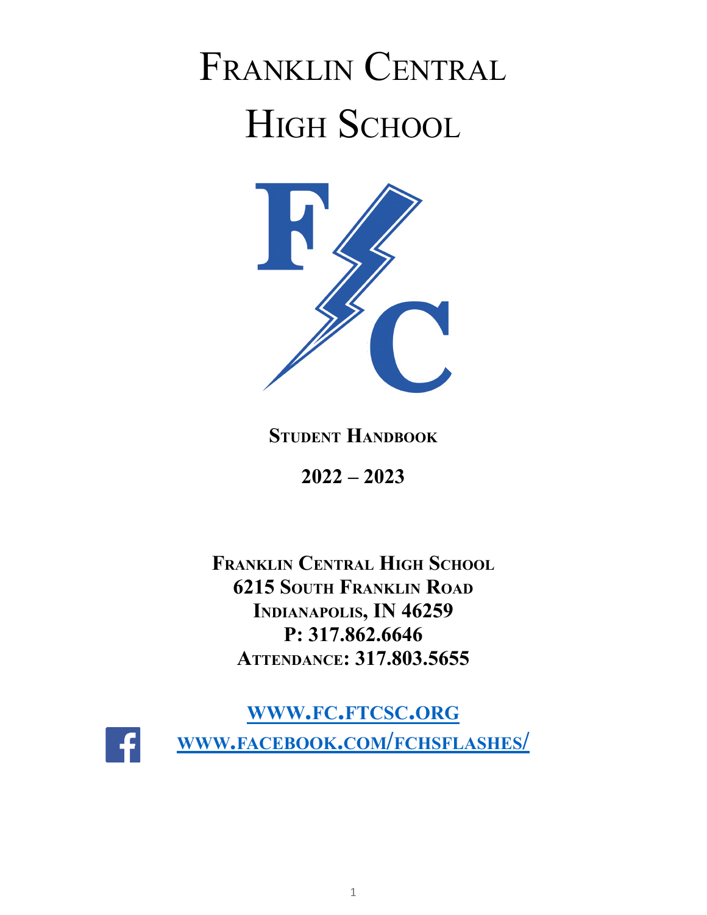# Franklin Central High School

**Student Handbook**

**2022 – 2023**

**Franklin Central High School**
**6215 South Franklin Road**
**Indianapolis, IN 46259**
**P: 317.862.6646**
**Attendance: 317.803.5655**

**[www.fc.ftcsc.org](http://www.fc.ftcsc.org)**

**[www.facebook.com/fchsflashes/](http://www.facebook.com/fchsflashes/)**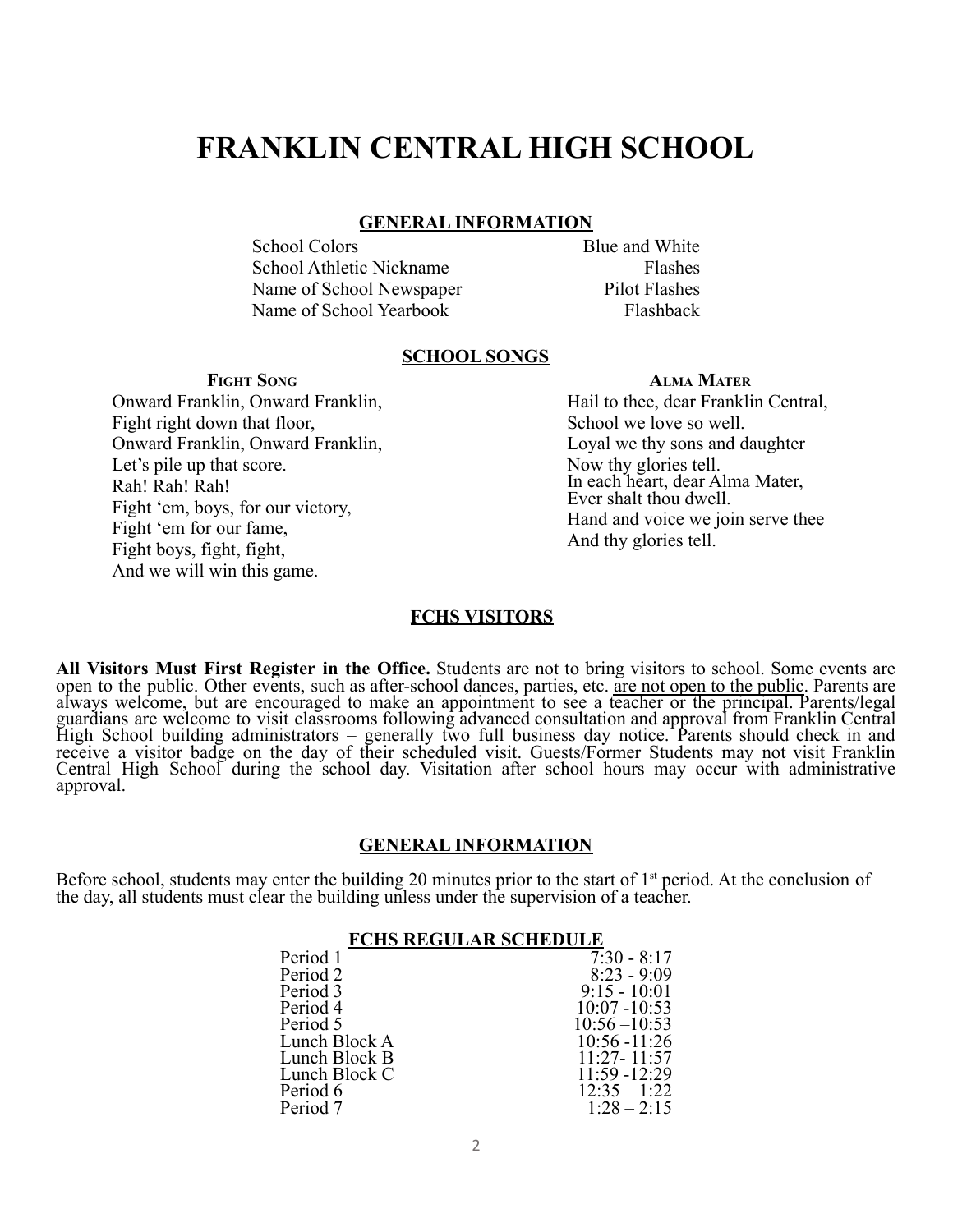# FRANKLIN CENTRAL HIGH SCHOOL

## GENERAL INFORMATION

| | |
|---|---|
| School Colors | Blue and White |
| School Athletic Nickname | Flashes |
| Name of School Newspaper | Pilot Flashes |
| Name of School Yearbook | Flashback |

## SCHOOL SONGS

### Fight Song

Onward Franklin, Onward Franklin,
Fight right down that floor,
Onward Franklin, Onward Franklin,
Let's pile up that score.
Rah! Rah! Rah!
Fight 'em, boys, for our victory,
Fight 'em for our fame,
Fight boys, fight, fight,
And we will win this game.

### Alma Mater

Hail to thee, dear Franklin Central,
School we love so well.
Loyal we thy sons and daughter
Now thy glories tell.
In each heart, dear Alma Mater,
Ever shalt thou dwell.
Hand and voice we join serve thee
And thy glories tell.

## FCHS VISITORS

**All Visitors Must First Register in the Office.** Students are not to bring visitors to school. Some events are open to the public. Other events, such as after-school dances, parties, etc. are not open to the public. Parents are always welcome, but are encouraged to make an appointment to see a teacher or the principal. Parents/legal guardians are welcome to visit classrooms following advanced consultation and approval from Franklin Central High School building administrators – generally two full business day notice. Parents should check in and receive a visitor badge on the day of their scheduled visit. Guests/Former Students may not visit Franklin Central High School during the school day. Visitation after school hours may occur with administrative approval.

## GENERAL INFORMATION

Before school, students may enter the building 20 minutes prior to the start of 1st period. At the conclusion of the day, all students must clear the building unless under the supervision of a teacher.

### FCHS REGULAR SCHEDULE

| | |
|---|---|
| Period 1 | 7:30 - 8:17 |
| Period 2 | 8:23 - 9:09 |
| Period 3 | 9:15 - 10:01 |
| Period 4 | 10:07 -10:53 |
| Period 5 | 10:56 –10:53 |
| Lunch Block A | 10:56 -11:26 |
| Lunch Block B | 11:27- 11:57 |
| Lunch Block C | 11:59 -12:29 |
| Period 6 | 12:35 – 1:22 |
| Period 7 | 1:28 – 2:15 |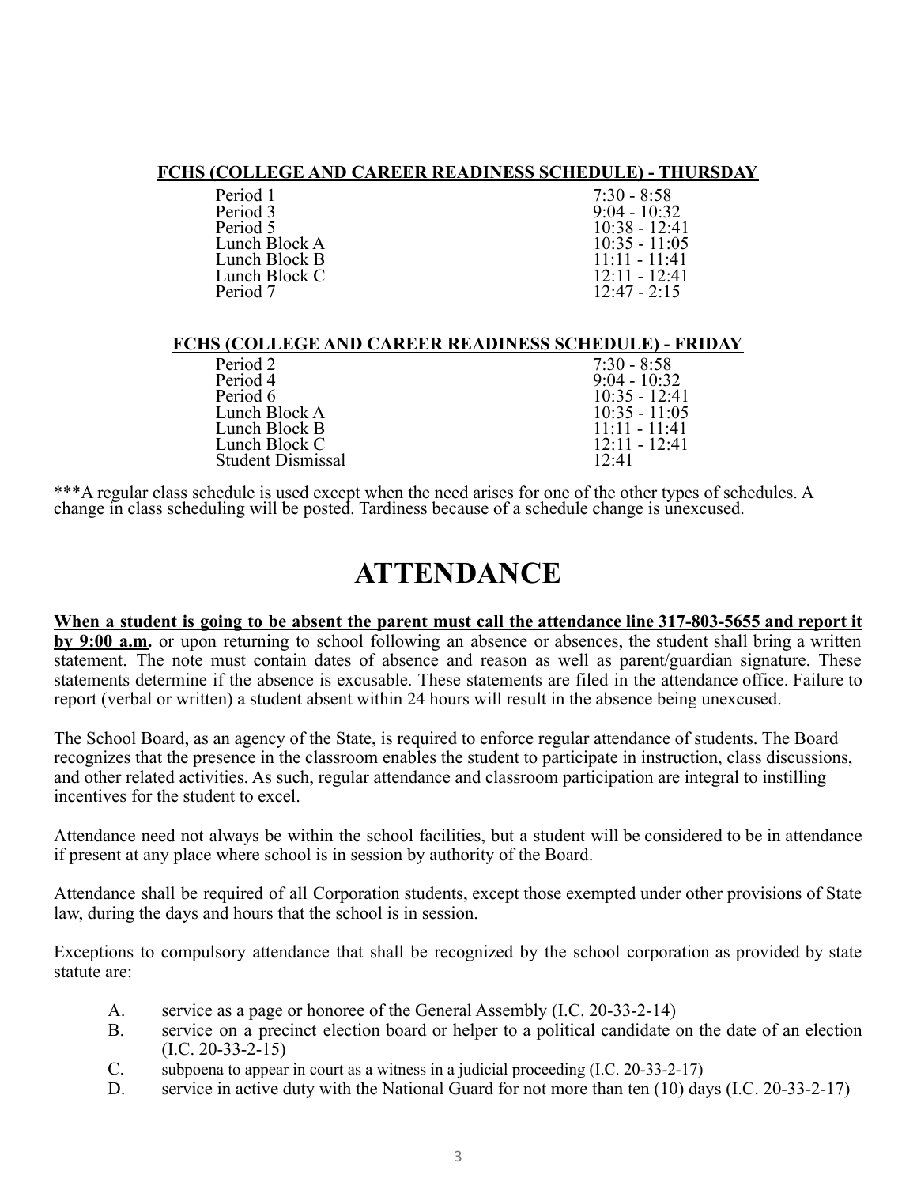**FCHS (COLLEGE AND CAREER READINESS SCHEDULE) - THURSDAY**

| | |
|---|---|
| Period 1 | 7:30 - 8:58 |
| Period 3 | 9:04 - 10:32 |
| Period 5 | 10:38 - 12:41 |
| Lunch Block A | 10:35 - 11:05 |
| Lunch Block B | 11:11 - 11:41 |
| Lunch Block C | 12:11 - 12:41 |
| Period 7 | 12:47 - 2:15 |

**FCHS (COLLEGE AND CAREER READINESS SCHEDULE) - FRIDAY**

| | |
|---|---|
| Period 2 | 7:30 - 8:58 |
| Period 4 | 9:04 - 10:32 |
| Period 6 | 10:35 - 12:41 |
| Lunch Block A | 10:35 - 11:05 |
| Lunch Block B | 11:11 - 11:41 |
| Lunch Block C | 12:11 - 12:41 |
| Student Dismissal | 12:41 |

***A regular class schedule is used except when the need arises for one of the other types of schedules. A change in class scheduling will be posted. Tardiness because of a schedule change is unexcused.

# ATTENDANCE

**When a student is going to be absent the parent must call the attendance line 317-803-5655 and report it by 9:00 a.m.** or upon returning to school following an absence or absences, the student shall bring a written statement. The note must contain dates of absence and reason as well as parent/guardian signature. These statements determine if the absence is excusable. These statements are filed in the attendance office. Failure to report (verbal or written) a student absent within 24 hours will result in the absence being unexcused.

The School Board, as an agency of the State, is required to enforce regular attendance of students. The Board recognizes that the presence in the classroom enables the student to participate in instruction, class discussions, and other related activities. As such, regular attendance and classroom participation are integral to instilling incentives for the student to excel.

Attendance need not always be within the school facilities, but a student will be considered to be in attendance if present at any place where school is in session by authority of the Board.

Attendance shall be required of all Corporation students, except those exempted under other provisions of State law, during the days and hours that the school is in session.

Exceptions to compulsory attendance that shall be recognized by the school corporation as provided by state statute are:

A. service as a page or honoree of the General Assembly (I.C. 20-33-2-14)
B. service on a precinct election board or helper to a political candidate on the date of an election (I.C. 20-33-2-15)
C. subpoena to appear in court as a witness in a judicial proceeding (I.C. 20-33-2-17)
D. service in active duty with the National Guard for not more than ten (10) days (I.C. 20-33-2-17)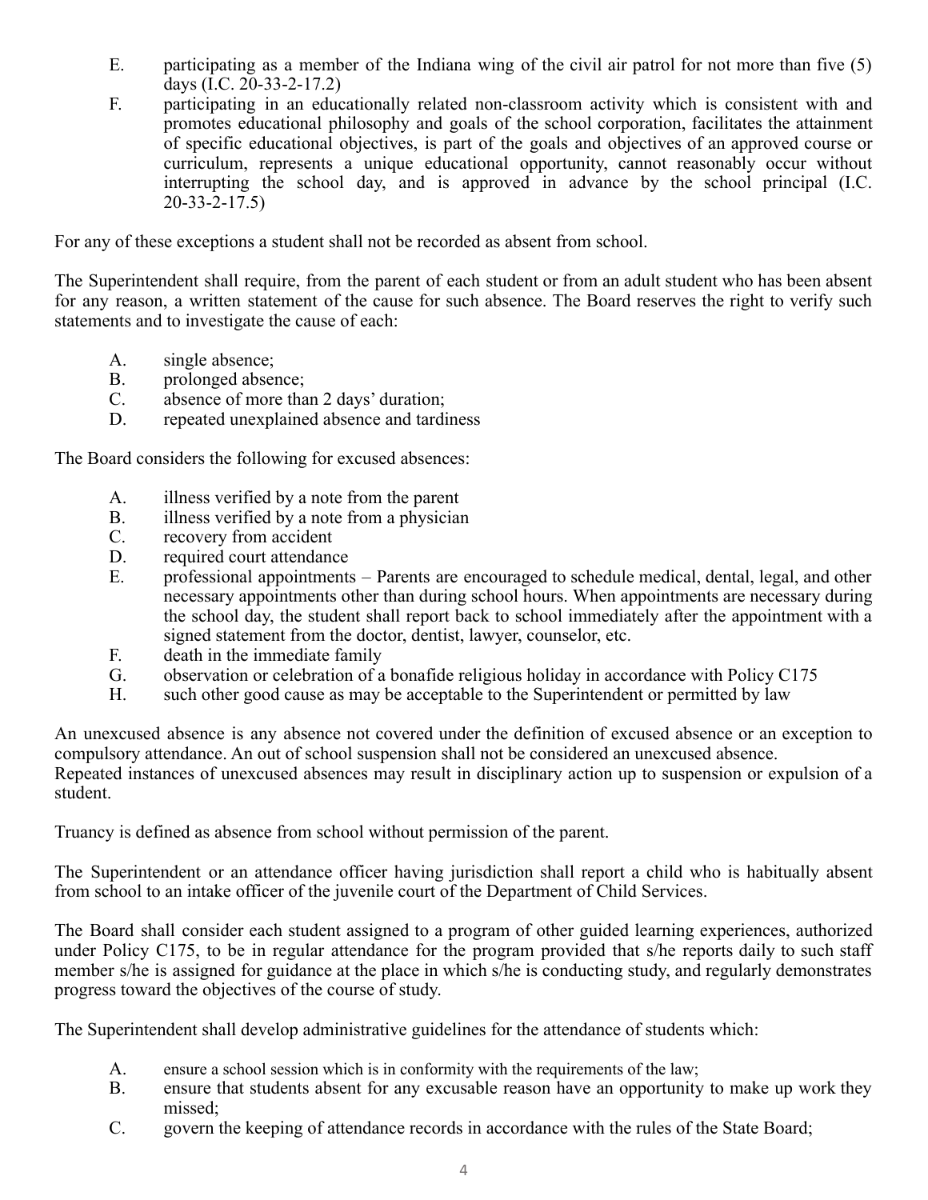E. participating as a member of the Indiana wing of the civil air patrol for not more than five (5) days (I.C. 20-33-2-17.2)

F. participating in an educationally related non-classroom activity which is consistent with and promotes educational philosophy and goals of the school corporation, facilitates the attainment of specific educational objectives, is part of the goals and objectives of an approved course or curriculum, represents a unique educational opportunity, cannot reasonably occur without interrupting the school day, and is approved in advance by the school principal (I.C. 20-33-2-17.5)

For any of these exceptions a student shall not be recorded as absent from school.

The Superintendent shall require, from the parent of each student or from an adult student who has been absent for any reason, a written statement of the cause for such absence. The Board reserves the right to verify such statements and to investigate the cause of each:

A. single absence;
B. prolonged absence;
C. absence of more than 2 days' duration;
D. repeated unexplained absence and tardiness

The Board considers the following for excused absences:

A. illness verified by a note from the parent
B. illness verified by a note from a physician
C. recovery from accident
D. required court attendance
E. professional appointments – Parents are encouraged to schedule medical, dental, legal, and other necessary appointments other than during school hours. When appointments are necessary during the school day, the student shall report back to school immediately after the appointment with a signed statement from the doctor, dentist, lawyer, counselor, etc.
F. death in the immediate family
G. observation or celebration of a bonafide religious holiday in accordance with Policy C175
H. such other good cause as may be acceptable to the Superintendent or permitted by law

An unexcused absence is any absence not covered under the definition of excused absence or an exception to compulsory attendance. An out of school suspension shall not be considered an unexcused absence.
Repeated instances of unexcused absences may result in disciplinary action up to suspension or expulsion of a student.

Truancy is defined as absence from school without permission of the parent.

The Superintendent or an attendance officer having jurisdiction shall report a child who is habitually absent from school to an intake officer of the juvenile court of the Department of Child Services.

The Board shall consider each student assigned to a program of other guided learning experiences, authorized under Policy C175, to be in regular attendance for the program provided that s/he reports daily to such staff member s/he is assigned for guidance at the place in which s/he is conducting study, and regularly demonstrates progress toward the objectives of the course of study.

The Superintendent shall develop administrative guidelines for the attendance of students which:

A. ensure a school session which is in conformity with the requirements of the law;
B. ensure that students absent for any excusable reason have an opportunity to make up work they missed;
C. govern the keeping of attendance records in accordance with the rules of the State Board;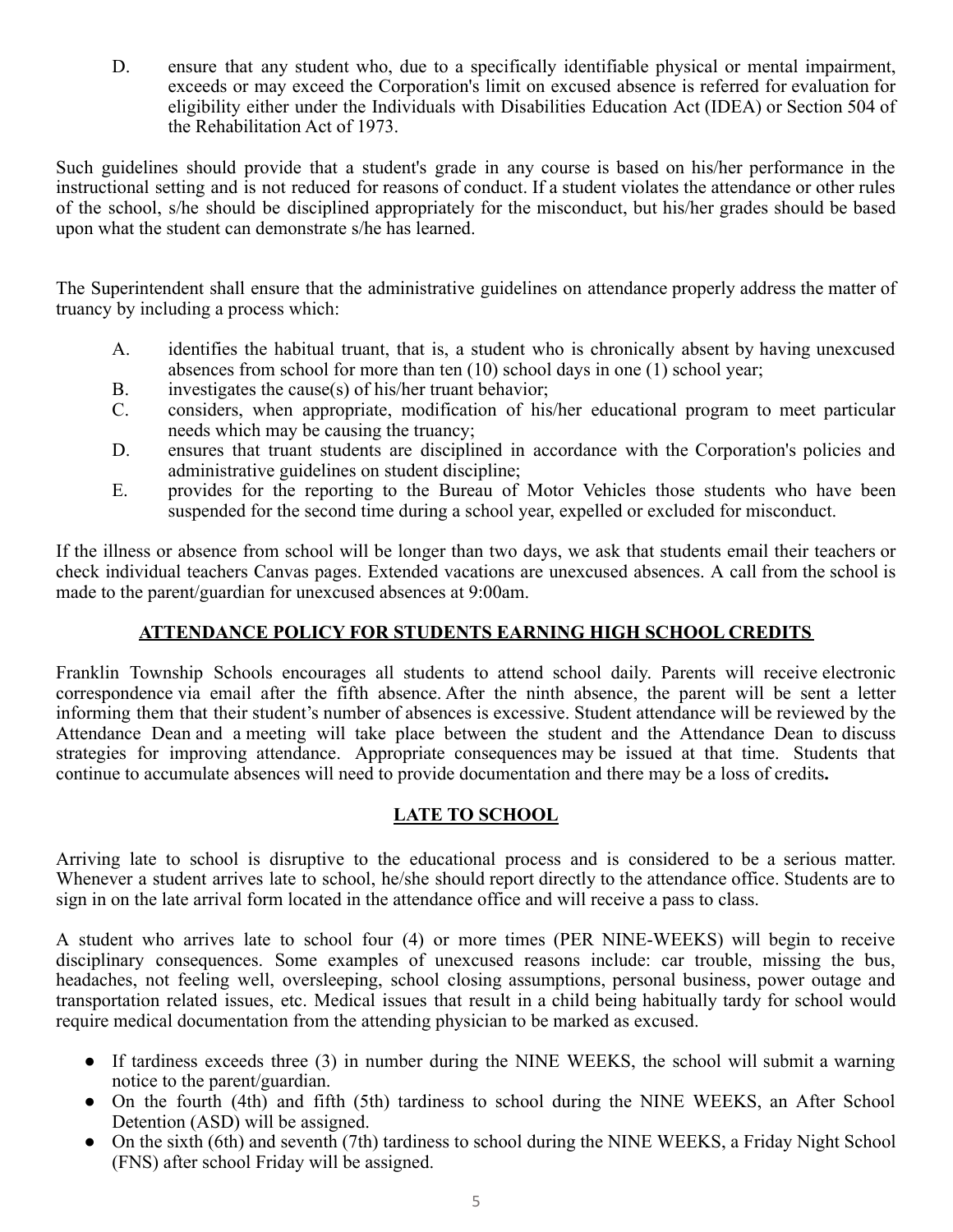D. ensure that any student who, due to a specifically identifiable physical or mental impairment, exceeds or may exceed the Corporation's limit on excused absence is referred for evaluation for eligibility either under the Individuals with Disabilities Education Act (IDEA) or Section 504 of the Rehabilitation Act of 1973.

Such guidelines should provide that a student's grade in any course is based on his/her performance in the instructional setting and is not reduced for reasons of conduct. If a student violates the attendance or other rules of the school, s/he should be disciplined appropriately for the misconduct, but his/her grades should be based upon what the student can demonstrate s/he has learned.

The Superintendent shall ensure that the administrative guidelines on attendance properly address the matter of truancy by including a process which:

A. identifies the habitual truant, that is, a student who is chronically absent by having unexcused absences from school for more than ten (10) school days in one (1) school year;
B. investigates the cause(s) of his/her truant behavior;
C. considers, when appropriate, modification of his/her educational program to meet particular needs which may be causing the truancy;
D. ensures that truant students are disciplined in accordance with the Corporation's policies and administrative guidelines on student discipline;
E. provides for the reporting to the Bureau of Motor Vehicles those students who have been suspended for the second time during a school year, expelled or excluded for misconduct.

If the illness or absence from school will be longer than two days, we ask that students email their teachers or check individual teachers Canvas pages. Extended vacations are unexcused absences. A call from the school is made to the parent/guardian for unexcused absences at 9:00am.

## ATTENDANCE POLICY FOR STUDENTS EARNING HIGH SCHOOL CREDITS

Franklin Township Schools encourages all students to attend school daily. Parents will receive electronic correspondence via email after the fifth absence. After the ninth absence, the parent will be sent a letter informing them that their student's number of absences is excessive. Student attendance will be reviewed by the Attendance Dean and a meeting will take place between the student and the Attendance Dean to discuss strategies for improving attendance. Appropriate consequences may be issued at that time. Students that continue to accumulate absences will need to provide documentation and there may be a loss of credits**.**

## LATE TO SCHOOL

Arriving late to school is disruptive to the educational process and is considered to be a serious matter. Whenever a student arrives late to school, he/she should report directly to the attendance office. Students are to sign in on the late arrival form located in the attendance office and will receive a pass to class.

A student who arrives late to school four (4) or more times (PER NINE-WEEKS) will begin to receive disciplinary consequences. Some examples of unexcused reasons include: car trouble, missing the bus, headaches, not feeling well, oversleeping, school closing assumptions, personal business, power outage and transportation related issues, etc. Medical issues that result in a child being habitually tardy for school would require medical documentation from the attending physician to be marked as excused.

- If tardiness exceeds three (3) in number during the NINE WEEKS, the school will submit a warning notice to the parent/guardian.
- On the fourth (4th) and fifth (5th) tardiness to school during the NINE WEEKS, an After School Detention (ASD) will be assigned.
- On the sixth (6th) and seventh (7th) tardiness to school during the NINE WEEKS, a Friday Night School (FNS) after school Friday will be assigned.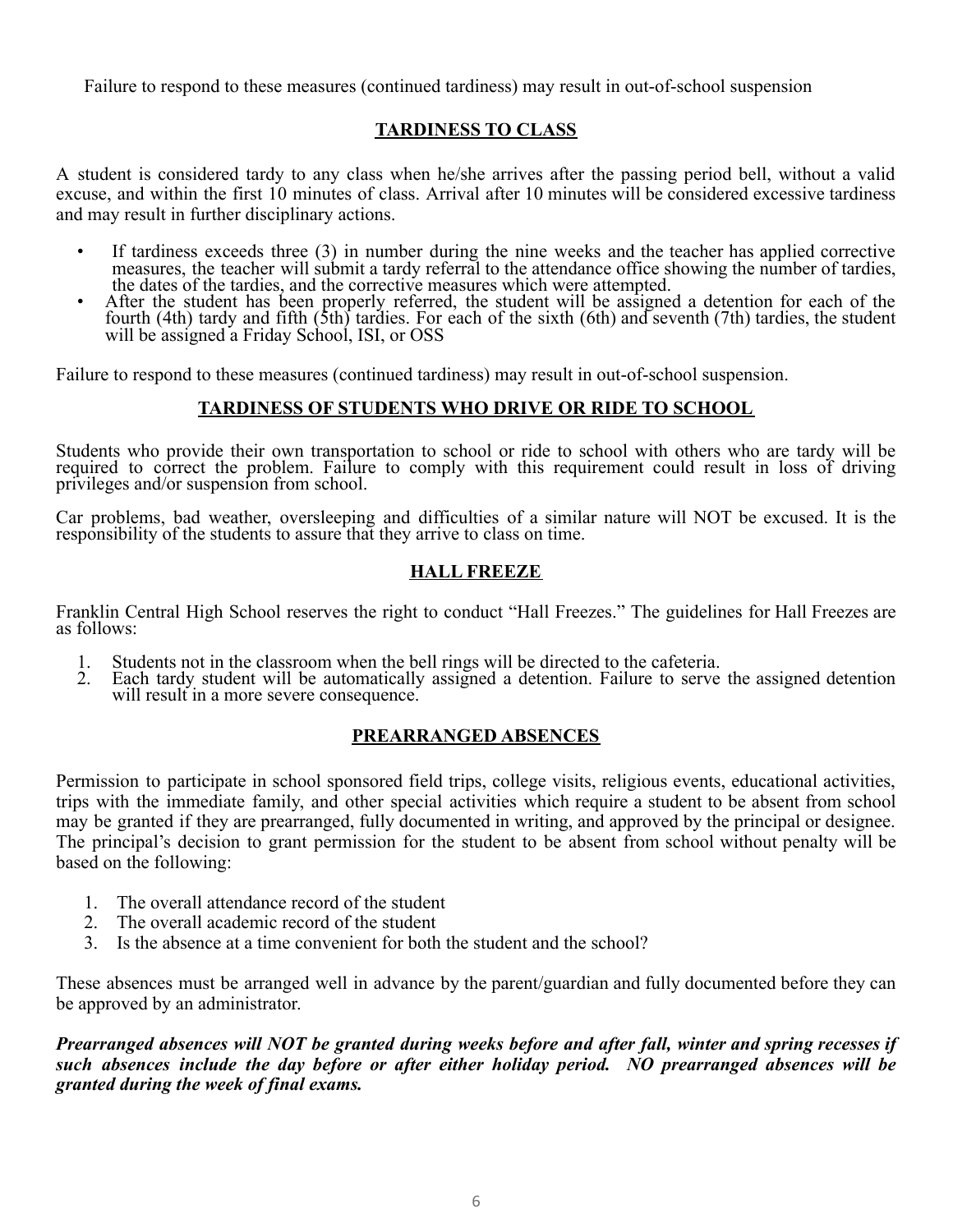Failure to respond to these measures (continued tardiness) may result in out-of-school suspension

## TARDINESS TO CLASS

A student is considered tardy to any class when he/she arrives after the passing period bell, without a valid excuse, and within the first 10 minutes of class. Arrival after 10 minutes will be considered excessive tardiness and may result in further disciplinary actions.

- If tardiness exceeds three (3) in number during the nine weeks and the teacher has applied corrective measures, the teacher will submit a tardy referral to the attendance office showing the number of tardies, the dates of the tardies, and the corrective measures which were attempted.
- After the student has been properly referred, the student will be assigned a detention for each of the fourth (4th) tardy and fifth (5th) tardies. For each of the sixth (6th) and seventh (7th) tardies, the student will be assigned a Friday School, ISI, or OSS

Failure to respond to these measures (continued tardiness) may result in out-of-school suspension.

## TARDINESS OF STUDENTS WHO DRIVE OR RIDE TO SCHOOL

Students who provide their own transportation to school or ride to school with others who are tardy will be required to correct the problem. Failure to comply with this requirement could result in loss of driving privileges and/or suspension from school.

Car problems, bad weather, oversleeping and difficulties of a similar nature will NOT be excused. It is the responsibility of the students to assure that they arrive to class on time.

## HALL FREEZE

Franklin Central High School reserves the right to conduct "Hall Freezes." The guidelines for Hall Freezes are as follows:

1. Students not in the classroom when the bell rings will be directed to the cafeteria.
2. Each tardy student will be automatically assigned a detention. Failure to serve the assigned detention will result in a more severe consequence.

## PREARRANGED ABSENCES

Permission to participate in school sponsored field trips, college visits, religious events, educational activities, trips with the immediate family, and other special activities which require a student to be absent from school may be granted if they are prearranged, fully documented in writing, and approved by the principal or designee. The principal's decision to grant permission for the student to be absent from school without penalty will be based on the following:

1. The overall attendance record of the student
2. The overall academic record of the student
3. Is the absence at a time convenient for both the student and the school?

These absences must be arranged well in advance by the parent/guardian and fully documented before they can be approved by an administrator.

***Prearranged absences will NOT be granted during weeks before and after fall, winter and spring recesses if such absences include the day before or after either holiday period. NO prearranged absences will be granted during the week of final exams.***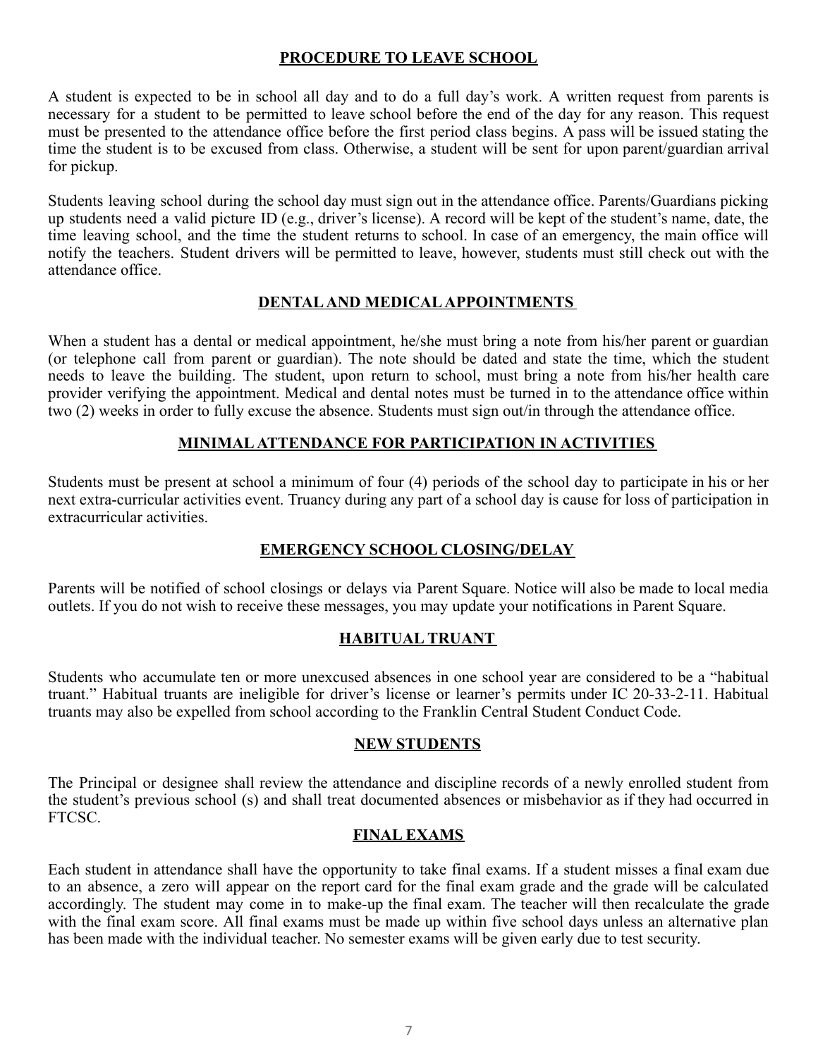## PROCEDURE TO LEAVE SCHOOL

A student is expected to be in school all day and to do a full day's work. A written request from parents is necessary for a student to be permitted to leave school before the end of the day for any reason. This request must be presented to the attendance office before the first period class begins. A pass will be issued stating the time the student is to be excused from class. Otherwise, a student will be sent for upon parent/guardian arrival for pickup.

Students leaving school during the school day must sign out in the attendance office. Parents/Guardians picking up students need a valid picture ID (e.g., driver's license). A record will be kept of the student's name, date, the time leaving school, and the time the student returns to school. In case of an emergency, the main office will notify the teachers. Student drivers will be permitted to leave, however, students must still check out with the attendance office.

## DENTAL AND MEDICAL APPOINTMENTS

When a student has a dental or medical appointment, he/she must bring a note from his/her parent or guardian (or telephone call from parent or guardian). The note should be dated and state the time, which the student needs to leave the building. The student, upon return to school, must bring a note from his/her health care provider verifying the appointment. Medical and dental notes must be turned in to the attendance office within two (2) weeks in order to fully excuse the absence. Students must sign out/in through the attendance office.

## MINIMAL ATTENDANCE FOR PARTICIPATION IN ACTIVITIES

Students must be present at school a minimum of four (4) periods of the school day to participate in his or her next extra-curricular activities event. Truancy during any part of a school day is cause for loss of participation in extracurricular activities.

## EMERGENCY SCHOOL CLOSING/DELAY

Parents will be notified of school closings or delays via Parent Square. Notice will also be made to local media outlets. If you do not wish to receive these messages, you may update your notifications in Parent Square.

## HABITUAL TRUANT

Students who accumulate ten or more unexcused absences in one school year are considered to be a "habitual truant." Habitual truants are ineligible for driver's license or learner's permits under IC 20-33-2-11. Habitual truants may also be expelled from school according to the Franklin Central Student Conduct Code.

## NEW STUDENTS

The Principal or designee shall review the attendance and discipline records of a newly enrolled student from the student's previous school (s) and shall treat documented absences or misbehavior as if they had occurred in FTCSC.

## FINAL EXAMS

Each student in attendance shall have the opportunity to take final exams. If a student misses a final exam due to an absence, a zero will appear on the report card for the final exam grade and the grade will be calculated accordingly. The student may come in to make-up the final exam. The teacher will then recalculate the grade with the final exam score. All final exams must be made up within five school days unless an alternative plan has been made with the individual teacher. No semester exams will be given early due to test security.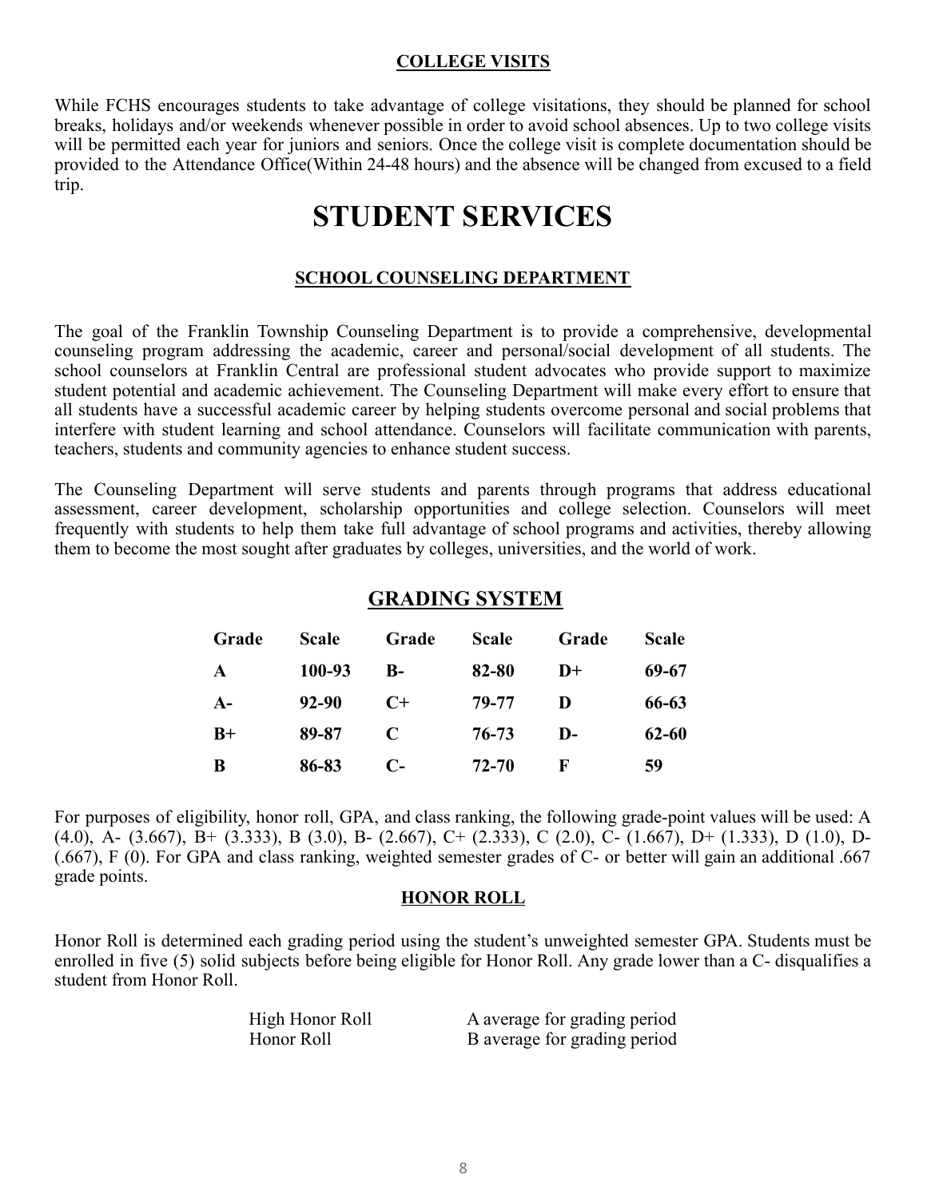### COLLEGE VISITS

While FCHS encourages students to take advantage of college visitations, they should be planned for school breaks, holidays and/or weekends whenever possible in order to avoid school absences. Up to two college visits will be permitted each year for juniors and seniors. Once the college visit is complete documentation should be provided to the Attendance Office(Within 24-48 hours) and the absence will be changed from excused to a field trip.

# STUDENT SERVICES

### SCHOOL COUNSELING DEPARTMENT

The goal of the Franklin Township Counseling Department is to provide a comprehensive, developmental counseling program addressing the academic, career and personal/social development of all students. The school counselors at Franklin Central are professional student advocates who provide support to maximize student potential and academic achievement. The Counseling Department will make every effort to ensure that all students have a successful academic career by helping students overcome personal and social problems that interfere with student learning and school attendance. Counselors will facilitate communication with parents, teachers, students and community agencies to enhance student success.

The Counseling Department will serve students and parents through programs that address educational assessment, career development, scholarship opportunities and college selection. Counselors will meet frequently with students to help them take full advantage of school programs and activities, thereby allowing them to become the most sought after graduates by colleges, universities, and the world of work.

## GRADING SYSTEM

| Grade | Scale | Grade | Scale | Grade | Scale |
|---|---|---|---|---|---|
| A | 100-93 | B- | 82-80 | D+ | 69-67 |
| A- | 92-90 | C+ | 79-77 | D | 66-63 |
| B+ | 89-87 | C | 76-73 | D- | 62-60 |
| B | 86-83 | C- | 72-70 | F | 59 |

For purposes of eligibility, honor roll, GPA, and class ranking, the following grade-point values will be used: A (4.0), A- (3.667), B+ (3.333), B (3.0), B- (2.667), C+ (2.333), C (2.0), C- (1.667), D+ (1.333), D (1.0), D- (.667), F (0). For GPA and class ranking, weighted semester grades of C- or better will gain an additional .667 grade points.

### HONOR ROLL

Honor Roll is determined each grading period using the student's unweighted semester GPA. Students must be enrolled in five (5) solid subjects before being eligible for Honor Roll. Any grade lower than a C- disqualifies a student from Honor Roll.

| | |
|---|---|
| High Honor Roll | A average for grading period |
| Honor Roll | B average for grading period |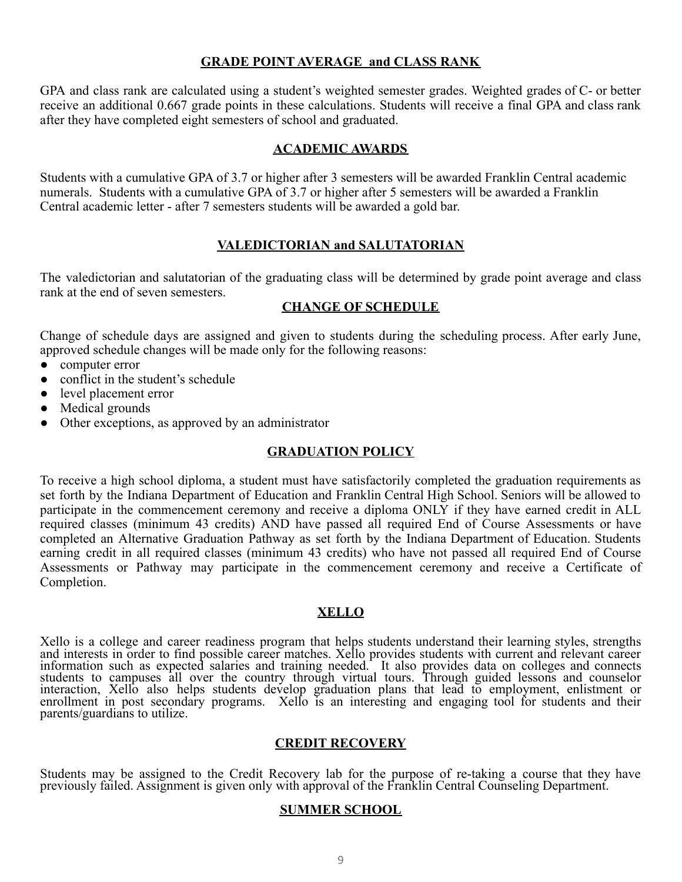## GRADE POINT AVERAGE and CLASS RANK

GPA and class rank are calculated using a student's weighted semester grades. Weighted grades of C- or better receive an additional 0.667 grade points in these calculations. Students will receive a final GPA and class rank after they have completed eight semesters of school and graduated.

## ACADEMIC AWARDS

Students with a cumulative GPA of 3.7 or higher after 3 semesters will be awarded Franklin Central academic numerals. Students with a cumulative GPA of 3.7 or higher after 5 semesters will be awarded a Franklin Central academic letter - after 7 semesters students will be awarded a gold bar.

## VALEDICTORIAN and SALUTATORIAN

The valedictorian and salutatorian of the graduating class will be determined by grade point average and class rank at the end of seven semesters.

## CHANGE OF SCHEDULE

Change of schedule days are assigned and given to students during the scheduling process. After early June, approved schedule changes will be made only for the following reasons:

- computer error
- conflict in the student's schedule
- level placement error
- Medical grounds
- Other exceptions, as approved by an administrator

## GRADUATION POLICY

To receive a high school diploma, a student must have satisfactorily completed the graduation requirements as set forth by the Indiana Department of Education and Franklin Central High School. Seniors will be allowed to participate in the commencement ceremony and receive a diploma ONLY if they have earned credit in ALL required classes (minimum 43 credits) AND have passed all required End of Course Assessments or have completed an Alternative Graduation Pathway as set forth by the Indiana Department of Education. Students earning credit in all required classes (minimum 43 credits) who have not passed all required End of Course Assessments or Pathway may participate in the commencement ceremony and receive a Certificate of Completion.

## XELLO

Xello is a college and career readiness program that helps students understand their learning styles, strengths and interests in order to find possible career matches. Xello provides students with current and relevant career information such as expected salaries and training needed. It also provides data on colleges and connects students to campuses all over the country through virtual tours. Through guided lessons and counselor interaction, Xello also helps students develop graduation plans that lead to employment, enlistment or enrollment in post secondary programs. Xello is an interesting and engaging tool for students and their parents/guardians to utilize.

## CREDIT RECOVERY

Students may be assigned to the Credit Recovery lab for the purpose of re-taking a course that they have previously failed. Assignment is given only with approval of the Franklin Central Counseling Department.

## SUMMER SCHOOL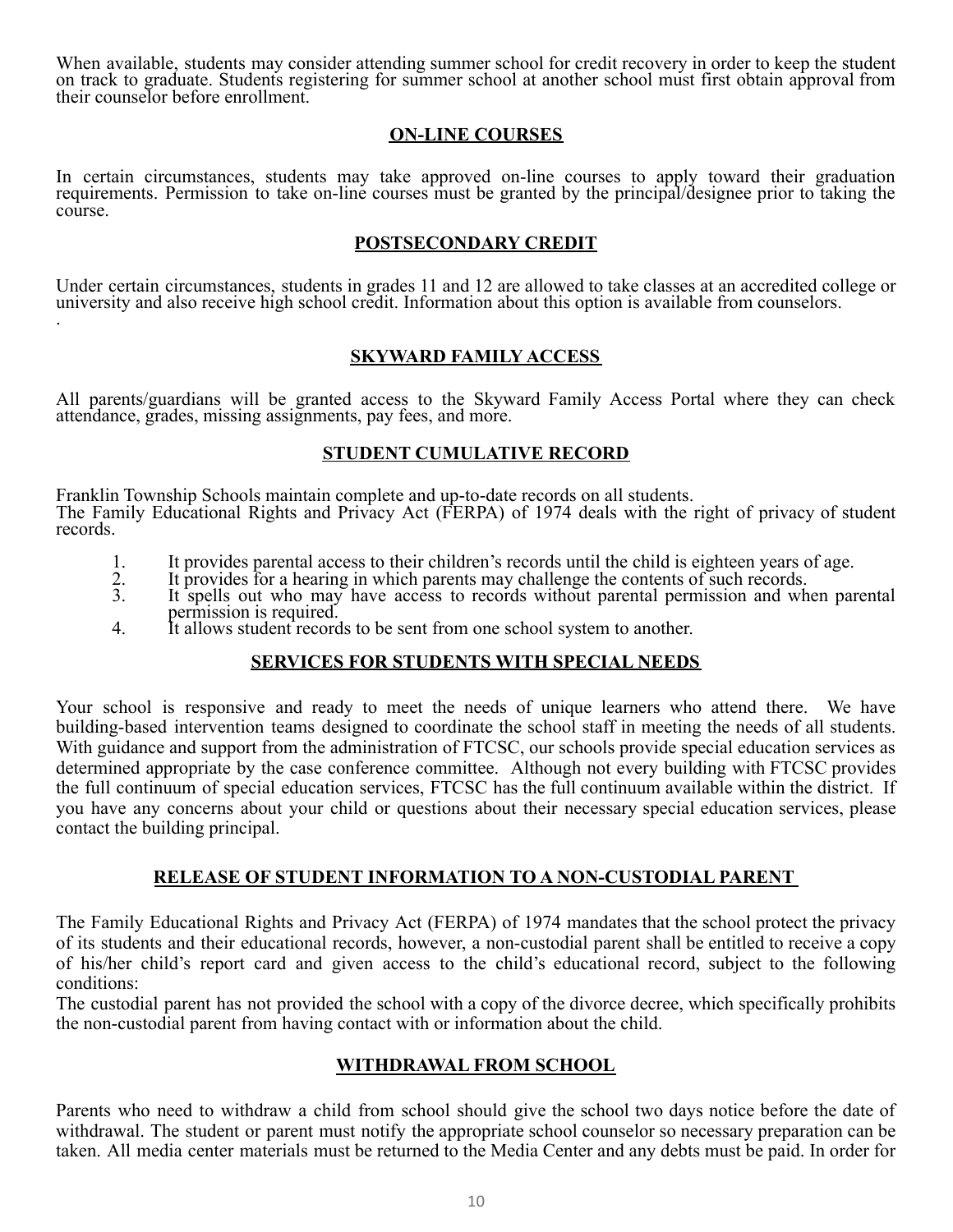When available, students may consider attending summer school for credit recovery in order to keep the student on track to graduate. Students registering for summer school at another school must first obtain approval from their counselor before enrollment.

## ON-LINE COURSES

In certain circumstances, students may take approved on-line courses to apply toward their graduation requirements. Permission to take on-line courses must be granted by the principal/designee prior to taking the course.

## POSTSECONDARY CREDIT

Under certain circumstances, students in grades 11 and 12 are allowed to take classes at an accredited college or university and also receive high school credit. Information about this option is available from counselors.
.

## SKYWARD FAMILY ACCESS

All parents/guardians will be granted access to the Skyward Family Access Portal where they can check attendance, grades, missing assignments, pay fees, and more.

## STUDENT CUMULATIVE RECORD

Franklin Township Schools maintain complete and up-to-date records on all students.
The Family Educational Rights and Privacy Act (FERPA) of 1974 deals with the right of privacy of student records.

1. It provides parental access to their children's records until the child is eighteen years of age.
2. It provides for a hearing in which parents may challenge the contents of such records.
3. It spells out who may have access to records without parental permission and when parental permission is required.
4. It allows student records to be sent from one school system to another.

## SERVICES FOR STUDENTS WITH SPECIAL NEEDS

Your school is responsive and ready to meet the needs of unique learners who attend there. We have building-based intervention teams designed to coordinate the school staff in meeting the needs of all students. With guidance and support from the administration of FTCSC, our schools provide special education services as determined appropriate by the case conference committee. Although not every building with FTCSC provides the full continuum of special education services, FTCSC has the full continuum available within the district. If you have any concerns about your child or questions about their necessary special education services, please contact the building principal.

## RELEASE OF STUDENT INFORMATION TO A NON-CUSTODIAL PARENT

The Family Educational Rights and Privacy Act (FERPA) of 1974 mandates that the school protect the privacy of its students and their educational records, however, a non-custodial parent shall be entitled to receive a copy of his/her child's report card and given access to the child's educational record, subject to the following conditions:
The custodial parent has not provided the school with a copy of the divorce decree, which specifically prohibits the non-custodial parent from having contact with or information about the child.

## WITHDRAWAL FROM SCHOOL

Parents who need to withdraw a child from school should give the school two days notice before the date of withdrawal. The student or parent must notify the appropriate school counselor so necessary preparation can be taken. All media center materials must be returned to the Media Center and any debts must be paid. In order for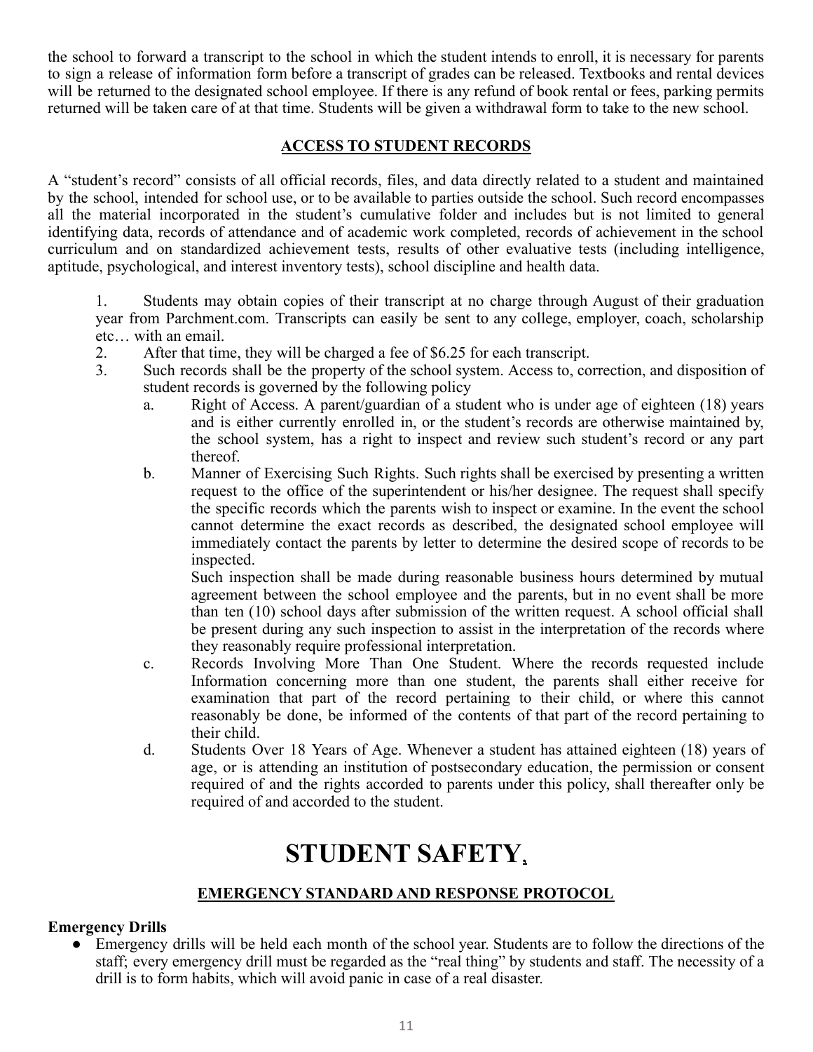the school to forward a transcript to the school in which the student intends to enroll, it is necessary for parents to sign a release of information form before a transcript of grades can be released. Textbooks and rental devices will be returned to the designated school employee. If there is any refund of book rental or fees, parking permits returned will be taken care of at that time. Students will be given a withdrawal form to take to the new school.

## ACCESS TO STUDENT RECORDS

A "student's record" consists of all official records, files, and data directly related to a student and maintained by the school, intended for school use, or to be available to parties outside the school. Such record encompasses all the material incorporated in the student's cumulative folder and includes but is not limited to general identifying data, records of attendance and of academic work completed, records of achievement in the school curriculum and on standardized achievement tests, results of other evaluative tests (including intelligence, aptitude, psychological, and interest inventory tests), school discipline and health data.

1. Students may obtain copies of their transcript at no charge through August of their graduation year from Parchment.com. Transcripts can easily be sent to any college, employer, coach, scholarship etc… with an email.
2. After that time, they will be charged a fee of $6.25 for each transcript.
3. Such records shall be the property of the school system. Access to, correction, and disposition of student records is governed by the following policy
   a. Right of Access. A parent/guardian of a student who is under age of eighteen (18) years and is either currently enrolled in, or the student's records are otherwise maintained by, the school system, has a right to inspect and review such student's record or any part thereof.
   b. Manner of Exercising Such Rights. Such rights shall be exercised by presenting a written request to the office of the superintendent or his/her designee. The request shall specify the specific records which the parents wish to inspect or examine. In the event the school cannot determine the exact records as described, the designated school employee will immediately contact the parents by letter to determine the desired scope of records to be inspected.

      Such inspection shall be made during reasonable business hours determined by mutual agreement between the school employee and the parents, but in no event shall be more than ten (10) school days after submission of the written request. A school official shall be present during any such inspection to assist in the interpretation of the records where they reasonably require professional interpretation.
   c. Records Involving More Than One Student. Where the records requested include Information concerning more than one student, the parents shall either receive for examination that part of the record pertaining to their child, or where this cannot reasonably be done, be informed of the contents of that part of the record pertaining to their child.
   d. Students Over 18 Years of Age. Whenever a student has attained eighteen (18) years of age, or is attending an institution of postsecondary education, the permission or consent required of and the rights accorded to parents under this policy, shall thereafter only be required of and accorded to the student.

# STUDENT SAFETY

## EMERGENCY STANDARD AND RESPONSE PROTOCOL

**Emergency Drills**

- Emergency drills will be held each month of the school year. Students are to follow the directions of the staff; every emergency drill must be regarded as the "real thing" by students and staff. The necessity of a drill is to form habits, which will avoid panic in case of a real disaster.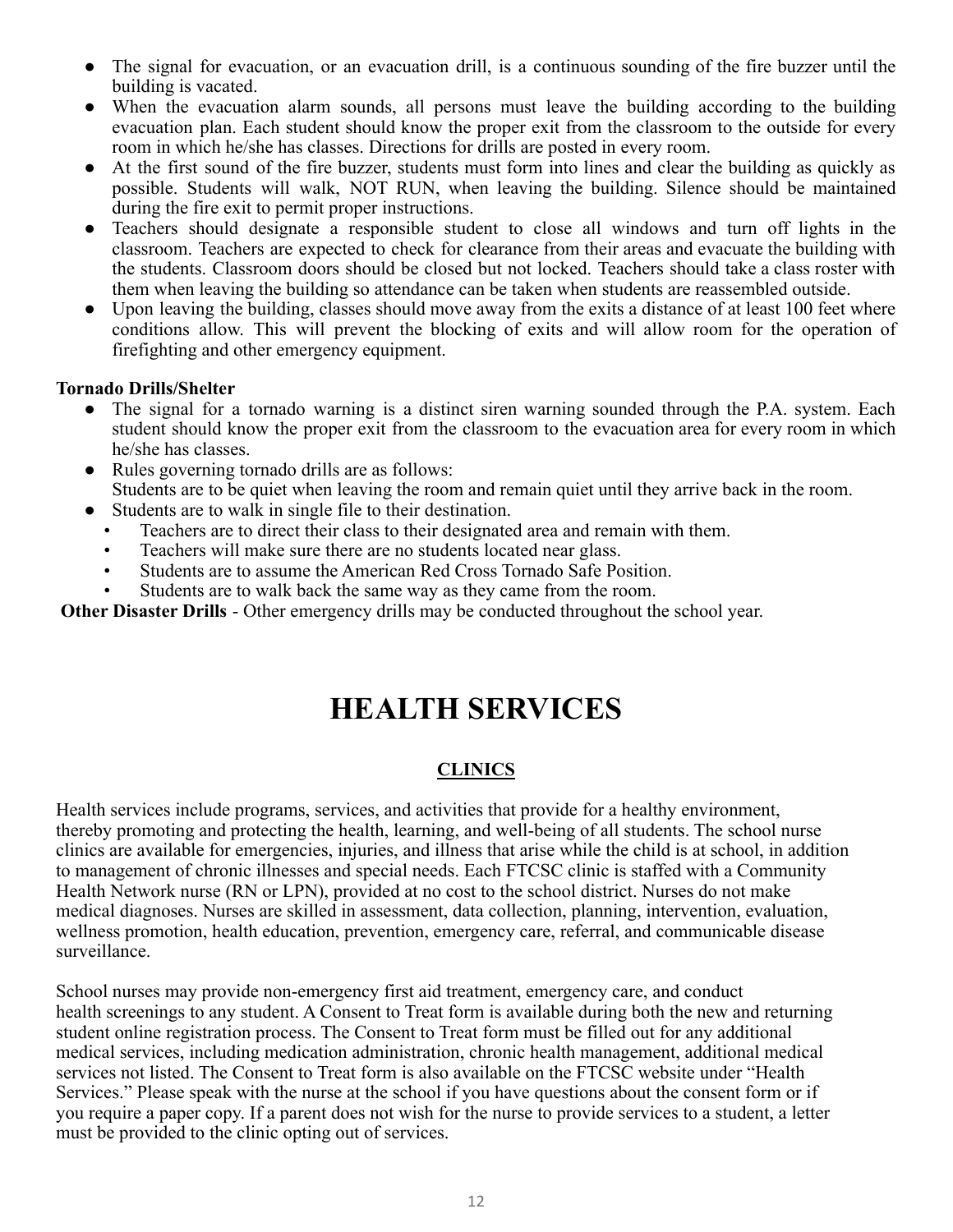- The signal for evacuation, or an evacuation drill, is a continuous sounding of the fire buzzer until the building is vacated.
- When the evacuation alarm sounds, all persons must leave the building according to the building evacuation plan. Each student should know the proper exit from the classroom to the outside for every room in which he/she has classes. Directions for drills are posted in every room.
- At the first sound of the fire buzzer, students must form into lines and clear the building as quickly as possible. Students will walk, NOT RUN, when leaving the building. Silence should be maintained during the fire exit to permit proper instructions.
- Teachers should designate a responsible student to close all windows and turn off lights in the classroom. Teachers are expected to check for clearance from their areas and evacuate the building with the students. Classroom doors should be closed but not locked. Teachers should take a class roster with them when leaving the building so attendance can be taken when students are reassembled outside.
- Upon leaving the building, classes should move away from the exits a distance of at least 100 feet where conditions allow. This will prevent the blocking of exits and will allow room for the operation of firefighting and other emergency equipment.

**Tornado Drills/Shelter**

- The signal for a tornado warning is a distinct siren warning sounded through the P.A. system. Each student should know the proper exit from the classroom to the evacuation area for every room in which he/she has classes.
- Rules governing tornado drills are as follows:
  Students are to be quiet when leaving the room and remain quiet until they arrive back in the room.
- Students are to walk in single file to their destination.
  - Teachers are to direct their class to their designated area and remain with them.
  - Teachers will make sure there are no students located near glass.
  - Students are to assume the American Red Cross Tornado Safe Position.
  - Students are to walk back the same way as they came from the room.

**Other Disaster Drills** - Other emergency drills may be conducted throughout the school year.

# HEALTH SERVICES

## CLINICS

Health services include programs, services, and activities that provide for a healthy environment, thereby promoting and protecting the health, learning, and well-being of all students. The school nurse clinics are available for emergencies, injuries, and illness that arise while the child is at school, in addition to management of chronic illnesses and special needs. Each FTCSC clinic is staffed with a Community Health Network nurse (RN or LPN), provided at no cost to the school district. Nurses do not make medical diagnoses. Nurses are skilled in assessment, data collection, planning, intervention, evaluation, wellness promotion, health education, prevention, emergency care, referral, and communicable disease surveillance.

School nurses may provide non-emergency first aid treatment, emergency care, and conduct health screenings to any student. A Consent to Treat form is available during both the new and returning student online registration process. The Consent to Treat form must be filled out for any additional medical services, including medication administration, chronic health management, additional medical services not listed. The Consent to Treat form is also available on the FTCSC website under "Health Services." Please speak with the nurse at the school if you have questions about the consent form or if you require a paper copy. If a parent does not wish for the nurse to provide services to a student, a letter must be provided to the clinic opting out of services.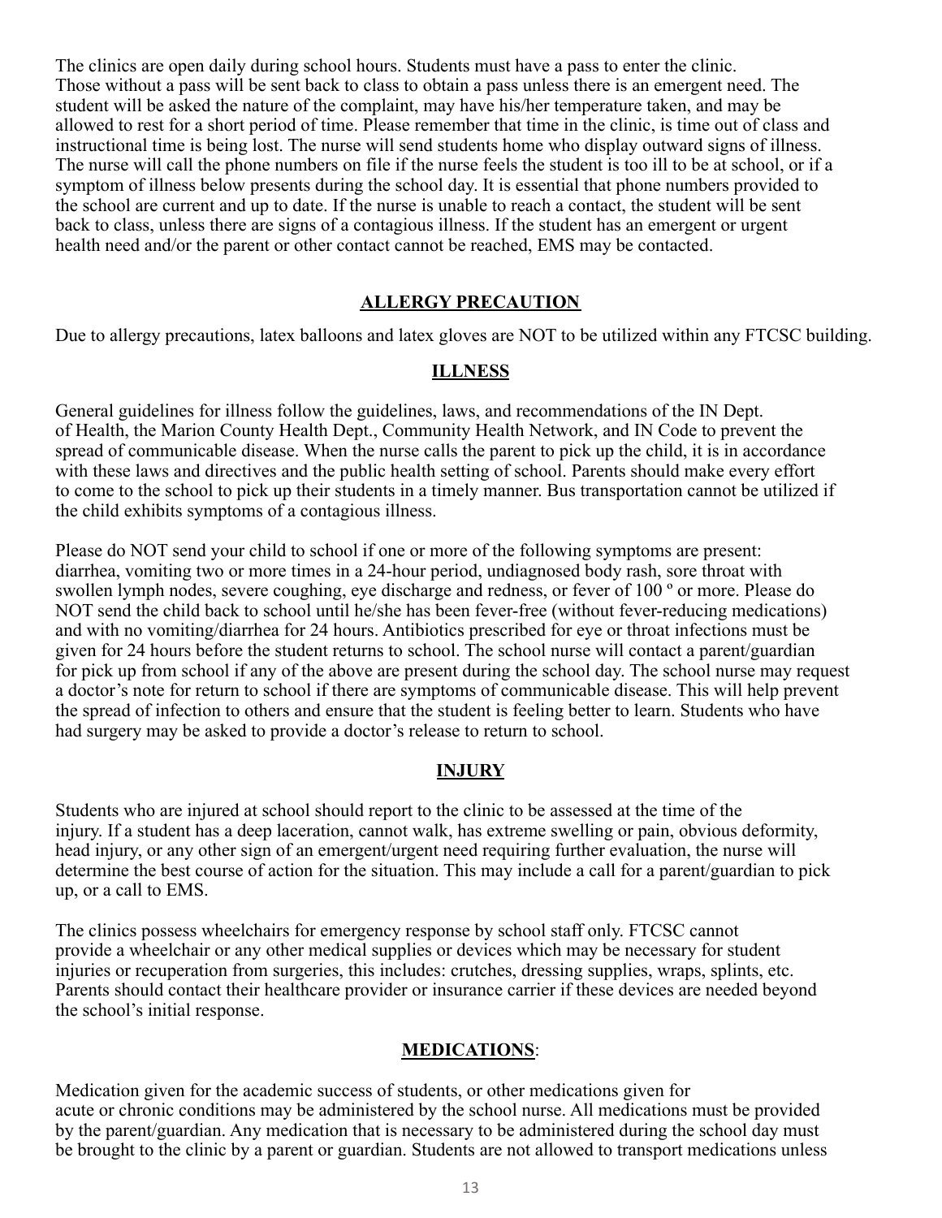The clinics are open daily during school hours. Students must have a pass to enter the clinic. Those without a pass will be sent back to class to obtain a pass unless there is an emergent need. The student will be asked the nature of the complaint, may have his/her temperature taken, and may be allowed to rest for a short period of time. Please remember that time in the clinic, is time out of class and instructional time is being lost. The nurse will send students home who display outward signs of illness. The nurse will call the phone numbers on file if the nurse feels the student is too ill to be at school, or if a symptom of illness below presents during the school day. It is essential that phone numbers provided to the school are current and up to date. If the nurse is unable to reach a contact, the student will be sent back to class, unless there are signs of a contagious illness. If the student has an emergent or urgent health need and/or the parent or other contact cannot be reached, EMS may be contacted.

## ALLERGY PRECAUTION

Due to allergy precautions, latex balloons and latex gloves are NOT to be utilized within any FTCSC building.

## ILLNESS

General guidelines for illness follow the guidelines, laws, and recommendations of the IN Dept. of Health, the Marion County Health Dept., Community Health Network, and IN Code to prevent the spread of communicable disease. When the nurse calls the parent to pick up the child, it is in accordance with these laws and directives and the public health setting of school. Parents should make every effort to come to the school to pick up their students in a timely manner. Bus transportation cannot be utilized if the child exhibits symptoms of a contagious illness.

Please do NOT send your child to school if one or more of the following symptoms are present: diarrhea, vomiting two or more times in a 24-hour period, undiagnosed body rash, sore throat with swollen lymph nodes, severe coughing, eye discharge and redness, or fever of 100 º or more. Please do NOT send the child back to school until he/she has been fever-free (without fever-reducing medications) and with no vomiting/diarrhea for 24 hours. Antibiotics prescribed for eye or throat infections must be given for 24 hours before the student returns to school. The school nurse will contact a parent/guardian for pick up from school if any of the above are present during the school day. The school nurse may request a doctor's note for return to school if there are symptoms of communicable disease. This will help prevent the spread of infection to others and ensure that the student is feeling better to learn. Students who have had surgery may be asked to provide a doctor's release to return to school.

## INJURY

Students who are injured at school should report to the clinic to be assessed at the time of the injury. If a student has a deep laceration, cannot walk, has extreme swelling or pain, obvious deformity, head injury, or any other sign of an emergent/urgent need requiring further evaluation, the nurse will determine the best course of action for the situation. This may include a call for a parent/guardian to pick up, or a call to EMS.

The clinics possess wheelchairs for emergency response by school staff only. FTCSC cannot provide a wheelchair or any other medical supplies or devices which may be necessary for student injuries or recuperation from surgeries, this includes: crutches, dressing supplies, wraps, splints, etc. Parents should contact their healthcare provider or insurance carrier if these devices are needed beyond the school's initial response.

## MEDICATIONS:

Medication given for the academic success of students, or other medications given for acute or chronic conditions may be administered by the school nurse. All medications must be provided by the parent/guardian. Any medication that is necessary to be administered during the school day must be brought to the clinic by a parent or guardian. Students are not allowed to transport medications unless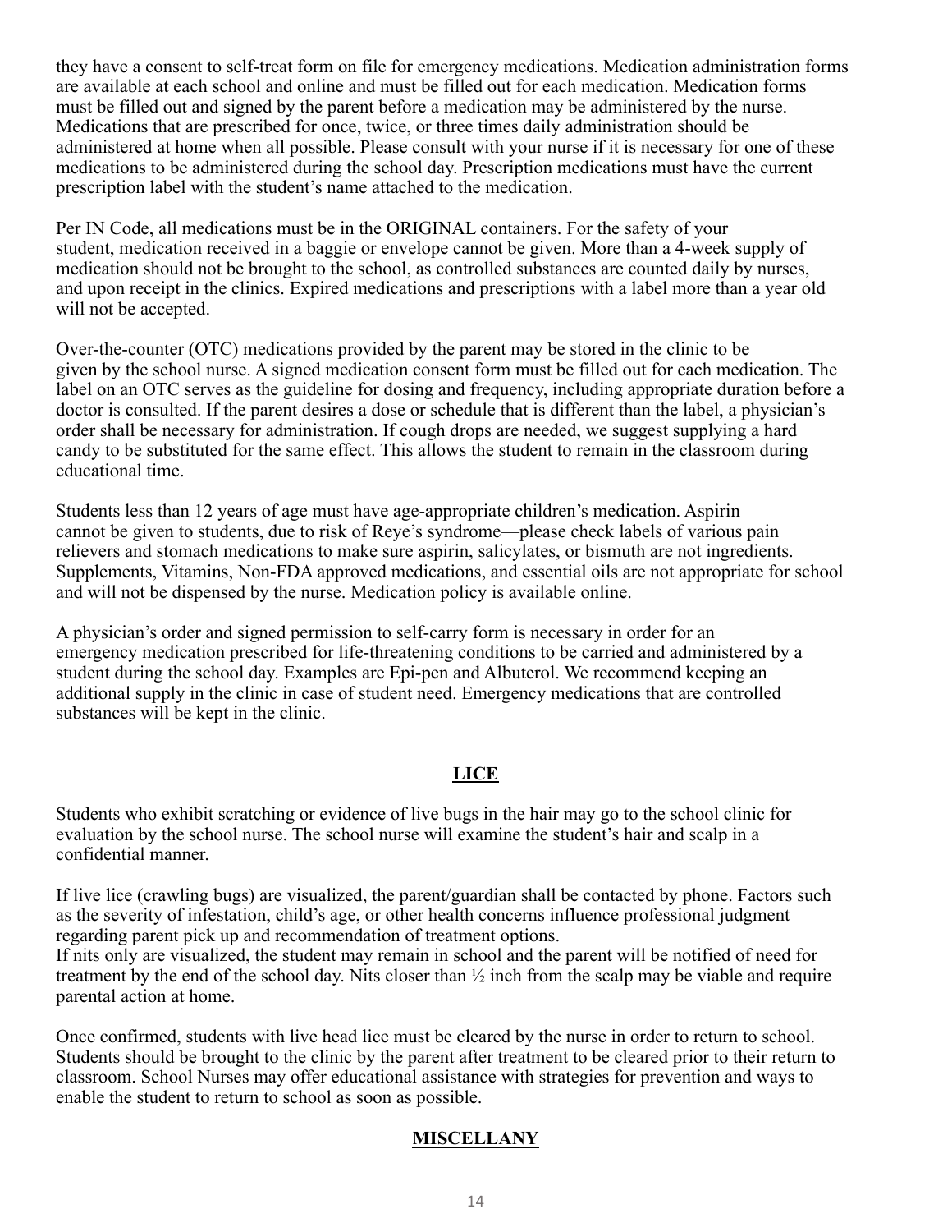they have a consent to self-treat form on file for emergency medications. Medication administration forms are available at each school and online and must be filled out for each medication. Medication forms must be filled out and signed by the parent before a medication may be administered by the nurse. Medications that are prescribed for once, twice, or three times daily administration should be administered at home when all possible. Please consult with your nurse if it is necessary for one of these medications to be administered during the school day. Prescription medications must have the current prescription label with the student's name attached to the medication.

Per IN Code, all medications must be in the ORIGINAL containers. For the safety of your student, medication received in a baggie or envelope cannot be given. More than a 4-week supply of medication should not be brought to the school, as controlled substances are counted daily by nurses, and upon receipt in the clinics. Expired medications and prescriptions with a label more than a year old will not be accepted.

Over-the-counter (OTC) medications provided by the parent may be stored in the clinic to be given by the school nurse. A signed medication consent form must be filled out for each medication. The label on an OTC serves as the guideline for dosing and frequency, including appropriate duration before a doctor is consulted. If the parent desires a dose or schedule that is different than the label, a physician's order shall be necessary for administration. If cough drops are needed, we suggest supplying a hard candy to be substituted for the same effect. This allows the student to remain in the classroom during educational time.

Students less than 12 years of age must have age-appropriate children's medication. Aspirin cannot be given to students, due to risk of Reye's syndrome—please check labels of various pain relievers and stomach medications to make sure aspirin, salicylates, or bismuth are not ingredients. Supplements, Vitamins, Non-FDA approved medications, and essential oils are not appropriate for school and will not be dispensed by the nurse. Medication policy is available online.

A physician's order and signed permission to self-carry form is necessary in order for an emergency medication prescribed for life-threatening conditions to be carried and administered by a student during the school day. Examples are Epi-pen and Albuterol. We recommend keeping an additional supply in the clinic in case of student need. Emergency medications that are controlled substances will be kept in the clinic.

## **LICE**

Students who exhibit scratching or evidence of live bugs in the hair may go to the school clinic for evaluation by the school nurse. The school nurse will examine the student's hair and scalp in a confidential manner.

If live lice (crawling bugs) are visualized, the parent/guardian shall be contacted by phone. Factors such as the severity of infestation, child's age, or other health concerns influence professional judgment regarding parent pick up and recommendation of treatment options.
If nits only are visualized, the student may remain in school and the parent will be notified of need for treatment by the end of the school day. Nits closer than ½ inch from the scalp may be viable and require parental action at home.

Once confirmed, students with live head lice must be cleared by the nurse in order to return to school. Students should be brought to the clinic by the parent after treatment to be cleared prior to their return to classroom. School Nurses may offer educational assistance with strategies for prevention and ways to enable the student to return to school as soon as possible.

## **MISCELLANY**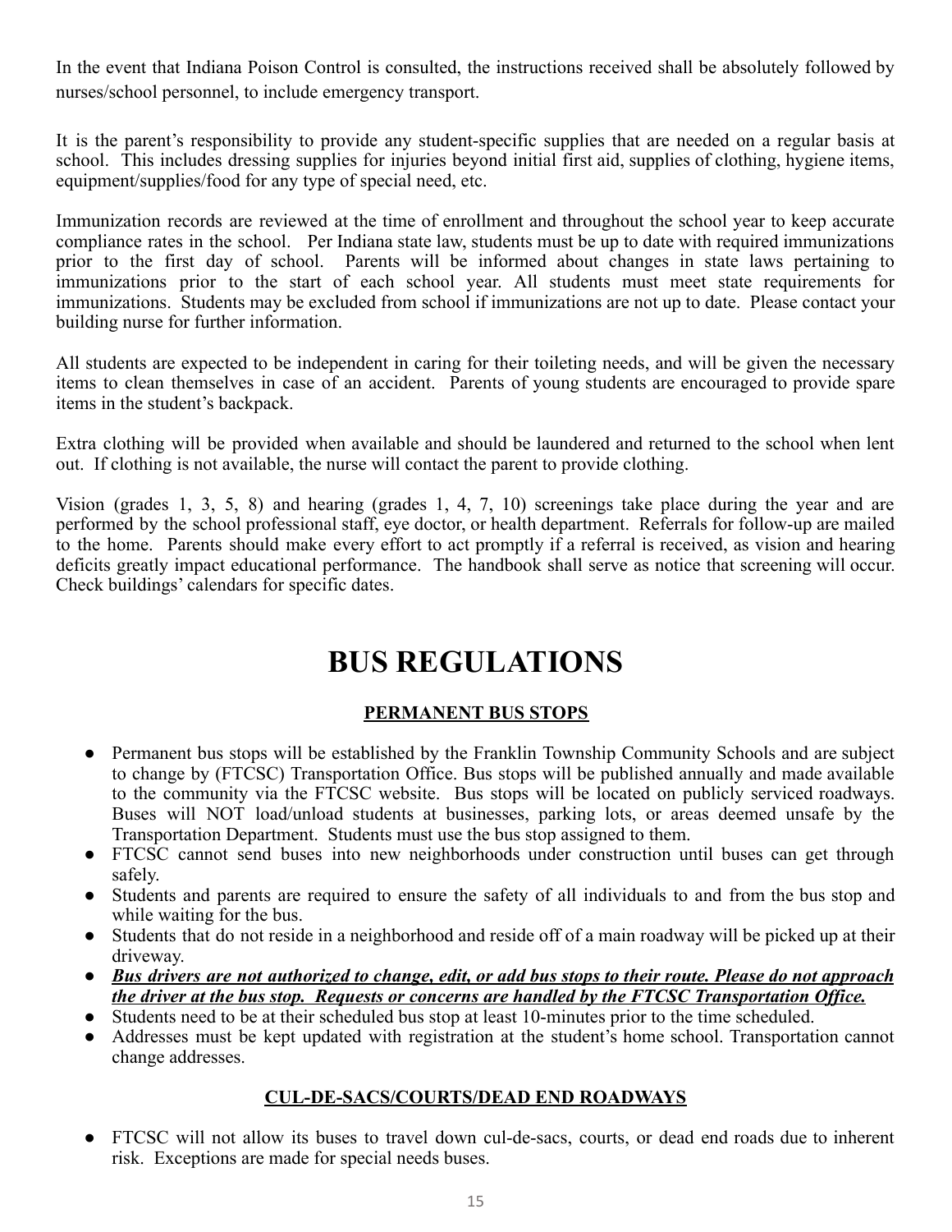In the event that Indiana Poison Control is consulted, the instructions received shall be absolutely followed by nurses/school personnel, to include emergency transport.

It is the parent's responsibility to provide any student-specific supplies that are needed on a regular basis at school. This includes dressing supplies for injuries beyond initial first aid, supplies of clothing, hygiene items, equipment/supplies/food for any type of special need, etc.

Immunization records are reviewed at the time of enrollment and throughout the school year to keep accurate compliance rates in the school. Per Indiana state law, students must be up to date with required immunizations prior to the first day of school. Parents will be informed about changes in state laws pertaining to immunizations prior to the start of each school year. All students must meet state requirements for immunizations. Students may be excluded from school if immunizations are not up to date. Please contact your building nurse for further information.

All students are expected to be independent in caring for their toileting needs, and will be given the necessary items to clean themselves in case of an accident. Parents of young students are encouraged to provide spare items in the student's backpack.

Extra clothing will be provided when available and should be laundered and returned to the school when lent out. If clothing is not available, the nurse will contact the parent to provide clothing.

Vision (grades 1, 3, 5, 8) and hearing (grades 1, 4, 7, 10) screenings take place during the year and are performed by the school professional staff, eye doctor, or health department. Referrals for follow-up are mailed to the home. Parents should make every effort to act promptly if a referral is received, as vision and hearing deficits greatly impact educational performance. The handbook shall serve as notice that screening will occur. Check buildings' calendars for specific dates.

# BUS REGULATIONS

## PERMANENT BUS STOPS

- Permanent bus stops will be established by the Franklin Township Community Schools and are subject to change by (FTCSC) Transportation Office. Bus stops will be published annually and made available to the community via the FTCSC website. Bus stops will be located on publicly serviced roadways. Buses will NOT load/unload students at businesses, parking lots, or areas deemed unsafe by the Transportation Department. Students must use the bus stop assigned to them.
- FTCSC cannot send buses into new neighborhoods under construction until buses can get through safely.
- Students and parents are required to ensure the safety of all individuals to and from the bus stop and while waiting for the bus.
- Students that do not reside in a neighborhood and reside off of a main roadway will be picked up at their driveway.
- ***Bus drivers are not authorized to change, edit, or add bus stops to their route. Please do not approach the driver at the bus stop. Requests or concerns are handled by the FTCSC Transportation Office.***
- Students need to be at their scheduled bus stop at least 10-minutes prior to the time scheduled.
- Addresses must be kept updated with registration at the student's home school. Transportation cannot change addresses.

## CUL-DE-SACS/COURTS/DEAD END ROADWAYS

- FTCSC will not allow its buses to travel down cul-de-sacs, courts, or dead end roads due to inherent risk. Exceptions are made for special needs buses.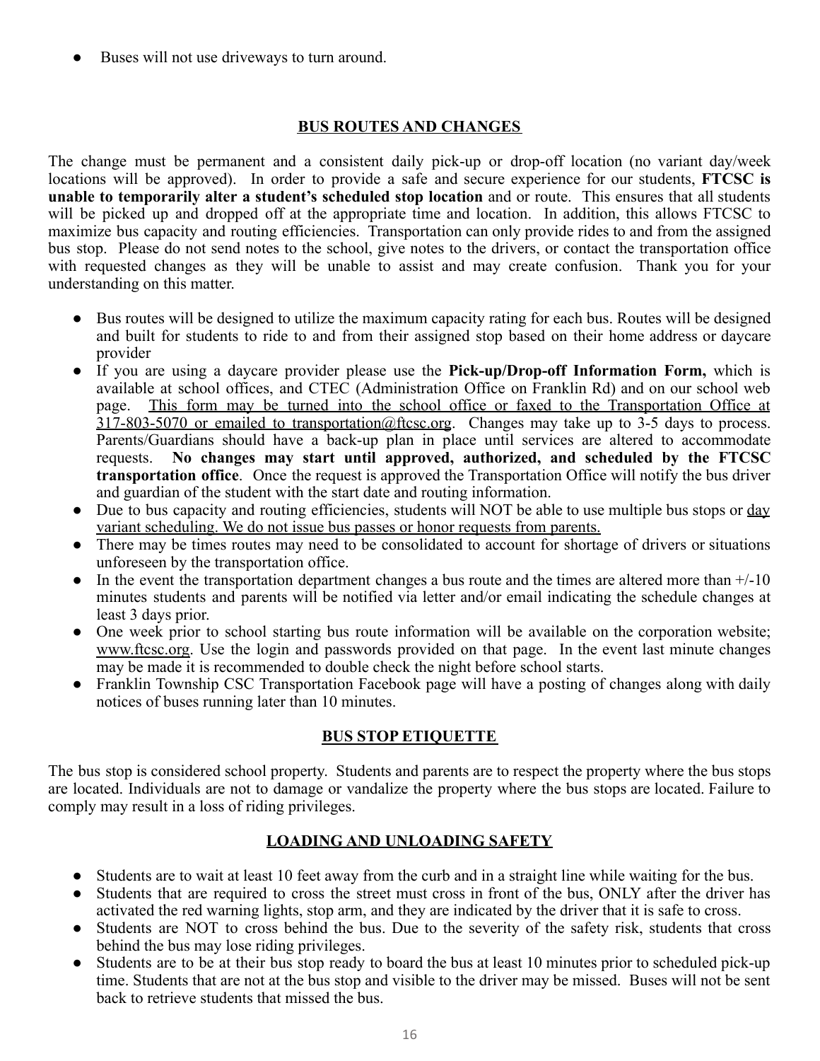- Buses will not use driveways to turn around.

## BUS ROUTES AND CHANGES

The change must be permanent and a consistent daily pick-up or drop-off location (no variant day/week locations will be approved). In order to provide a safe and secure experience for our students, **FTCSC is unable to temporarily alter a student's scheduled stop location** and or route. This ensures that all students will be picked up and dropped off at the appropriate time and location. In addition, this allows FTCSC to maximize bus capacity and routing efficiencies. Transportation can only provide rides to and from the assigned bus stop. Please do not send notes to the school, give notes to the drivers, or contact the transportation office with requested changes as they will be unable to assist and may create confusion. Thank you for your understanding on this matter.

- Bus routes will be designed to utilize the maximum capacity rating for each bus. Routes will be designed and built for students to ride to and from their assigned stop based on their home address or daycare provider
- If you are using a daycare provider please use the **Pick-up/Drop-off Information Form,** which is available at school offices, and CTEC (Administration Office on Franklin Rd) and on our school web page. This form may be turned into the school office or faxed to the Transportation Office at 317-803-5070 or emailed to transportation@ftcsc.org. Changes may take up to 3-5 days to process. Parents/Guardians should have a back-up plan in place until services are altered to accommodate requests. **No changes may start until approved, authorized, and scheduled by the FTCSC transportation office**. Once the request is approved the Transportation Office will notify the bus driver and guardian of the student with the start date and routing information.
- Due to bus capacity and routing efficiencies, students will NOT be able to use multiple bus stops or day variant scheduling. We do not issue bus passes or honor requests from parents.
- There may be times routes may need to be consolidated to account for shortage of drivers or situations unforeseen by the transportation office.
- In the event the transportation department changes a bus route and the times are altered more than +/-10 minutes students and parents will be notified via letter and/or email indicating the schedule changes at least 3 days prior.
- One week prior to school starting bus route information will be available on the corporation website; www.ftcsc.org. Use the login and passwords provided on that page. In the event last minute changes may be made it is recommended to double check the night before school starts.
- Franklin Township CSC Transportation Facebook page will have a posting of changes along with daily notices of buses running later than 10 minutes.

## BUS STOP ETIQUETTE

The bus stop is considered school property. Students and parents are to respect the property where the bus stops are located. Individuals are not to damage or vandalize the property where the bus stops are located. Failure to comply may result in a loss of riding privileges.

## LOADING AND UNLOADING SAFETY

- Students are to wait at least 10 feet away from the curb and in a straight line while waiting for the bus.
- Students that are required to cross the street must cross in front of the bus, ONLY after the driver has activated the red warning lights, stop arm, and they are indicated by the driver that it is safe to cross.
- Students are NOT to cross behind the bus. Due to the severity of the safety risk, students that cross behind the bus may lose riding privileges.
- Students are to be at their bus stop ready to board the bus at least 10 minutes prior to scheduled pick-up time. Students that are not at the bus stop and visible to the driver may be missed. Buses will not be sent back to retrieve students that missed the bus.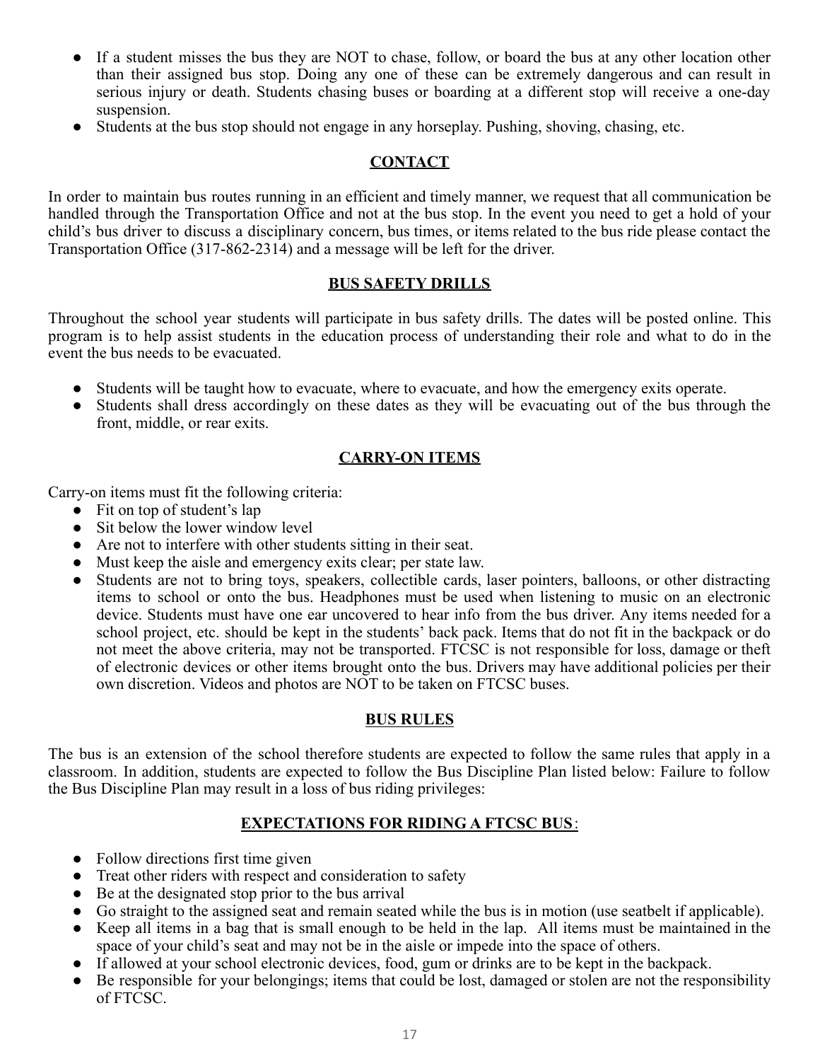- If a student misses the bus they are NOT to chase, follow, or board the bus at any other location other than their assigned bus stop. Doing any one of these can be extremely dangerous and can result in serious injury or death. Students chasing buses or boarding at a different stop will receive a one-day suspension.
- Students at the bus stop should not engage in any horseplay. Pushing, shoving, chasing, etc.

## CONTACT

In order to maintain bus routes running in an efficient and timely manner, we request that all communication be handled through the Transportation Office and not at the bus stop. In the event you need to get a hold of your child's bus driver to discuss a disciplinary concern, bus times, or items related to the bus ride please contact the Transportation Office (317-862-2314) and a message will be left for the driver.

## BUS SAFETY DRILLS

Throughout the school year students will participate in bus safety drills. The dates will be posted online. This program is to help assist students in the education process of understanding their role and what to do in the event the bus needs to be evacuated.

- Students will be taught how to evacuate, where to evacuate, and how the emergency exits operate.
- Students shall dress accordingly on these dates as they will be evacuating out of the bus through the front, middle, or rear exits.

## CARRY-ON ITEMS

Carry-on items must fit the following criteria:

- Fit on top of student's lap
- Sit below the lower window level
- Are not to interfere with other students sitting in their seat.
- Must keep the aisle and emergency exits clear; per state law.
- Students are not to bring toys, speakers, collectible cards, laser pointers, balloons, or other distracting items to school or onto the bus. Headphones must be used when listening to music on an electronic device. Students must have one ear uncovered to hear info from the bus driver. Any items needed for a school project, etc. should be kept in the students' back pack. Items that do not fit in the backpack or do not meet the above criteria, may not be transported. FTCSC is not responsible for loss, damage or theft of electronic devices or other items brought onto the bus. Drivers may have additional policies per their own discretion. Videos and photos are NOT to be taken on FTCSC buses.

## BUS RULES

The bus is an extension of the school therefore students are expected to follow the same rules that apply in a classroom. In addition, students are expected to follow the Bus Discipline Plan listed below: Failure to follow the Bus Discipline Plan may result in a loss of bus riding privileges:

## EXPECTATIONS FOR RIDING A FTCSC BUS:

- Follow directions first time given
- Treat other riders with respect and consideration to safety
- Be at the designated stop prior to the bus arrival
- Go straight to the assigned seat and remain seated while the bus is in motion (use seatbelt if applicable).
- Keep all items in a bag that is small enough to be held in the lap. All items must be maintained in the space of your child's seat and may not be in the aisle or impede into the space of others.
- If allowed at your school electronic devices, food, gum or drinks are to be kept in the backpack.
- Be responsible for your belongings; items that could be lost, damaged or stolen are not the responsibility of FTCSC.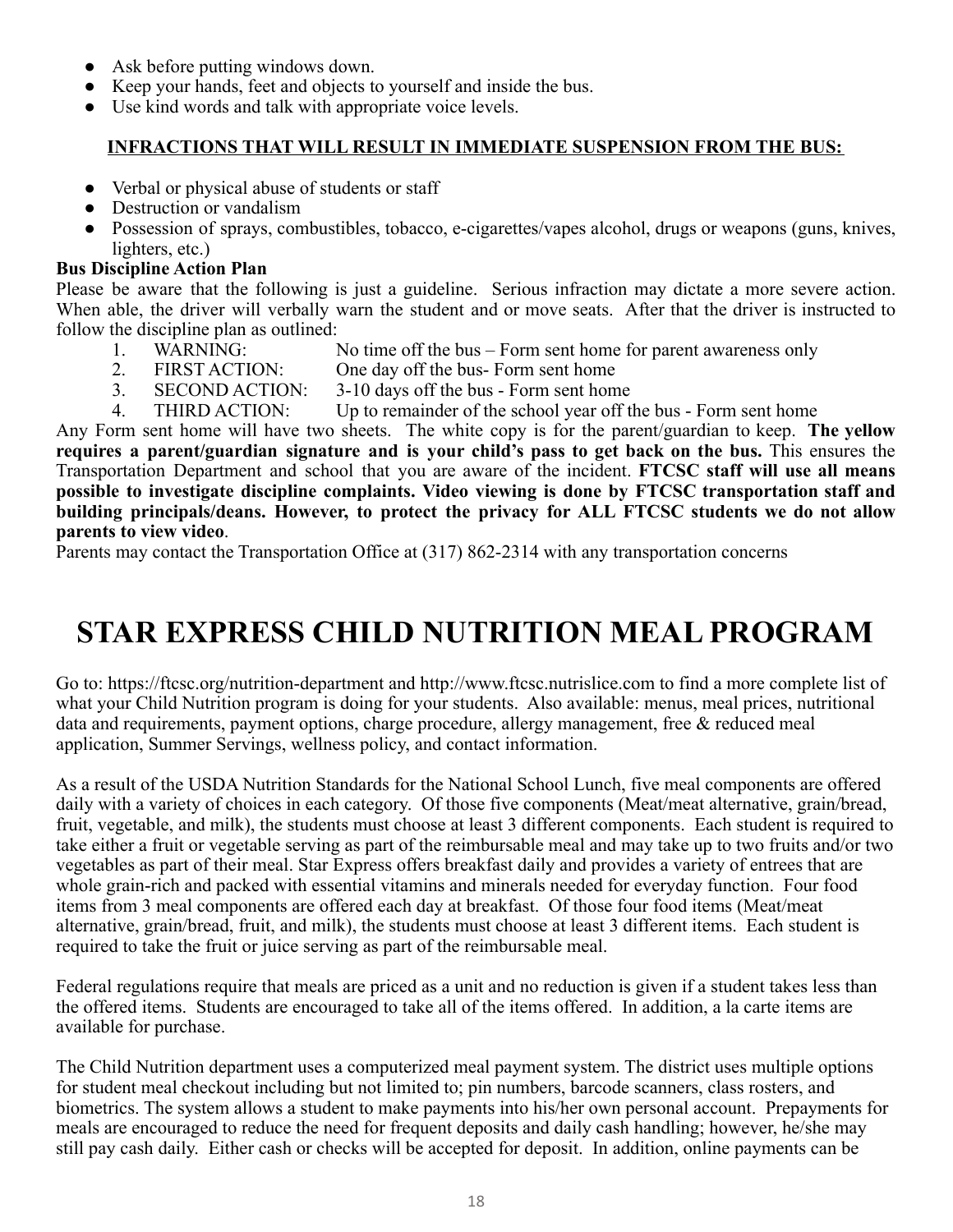- Ask before putting windows down.
- Keep your hands, feet and objects to yourself and inside the bus.
- Use kind words and talk with appropriate voice levels.

**INFRACTIONS THAT WILL RESULT IN IMMEDIATE SUSPENSION FROM THE BUS:**

- Verbal or physical abuse of students or staff
- Destruction or vandalism
- Possession of sprays, combustibles, tobacco, e-cigarettes/vapes alcohol, drugs or weapons (guns, knives, lighters, etc.)

**Bus Discipline Action Plan**

Please be aware that the following is just a guideline. Serious infraction may dictate a more severe action. When able, the driver will verbally warn the student and or move seats. After that the driver is instructed to follow the discipline plan as outlined:

1. WARNING: No time off the bus – Form sent home for parent awareness only
2. FIRST ACTION: One day off the bus- Form sent home
3. SECOND ACTION: 3-10 days off the bus - Form sent home
4. THIRD ACTION: Up to remainder of the school year off the bus - Form sent home

Any Form sent home will have two sheets. The white copy is for the parent/guardian to keep. **The yellow requires a parent/guardian signature and is your child's pass to get back on the bus.** This ensures the Transportation Department and school that you are aware of the incident. **FTCSC staff will use all means possible to investigate discipline complaints. Video viewing is done by FTCSC transportation staff and building principals/deans. However, to protect the privacy for ALL FTCSC students we do not allow parents to view video**.

Parents may contact the Transportation Office at (317) 862-2314 with any transportation concerns

# STAR EXPRESS CHILD NUTRITION MEAL PROGRAM

Go to: https://ftcsc.org/nutrition-department and http://www.ftcsc.nutrislice.com to find a more complete list of what your Child Nutrition program is doing for your students. Also available: menus, meal prices, nutritional data and requirements, payment options, charge procedure, allergy management, free & reduced meal application, Summer Servings, wellness policy, and contact information.

As a result of the USDA Nutrition Standards for the National School Lunch, five meal components are offered daily with a variety of choices in each category. Of those five components (Meat/meat alternative, grain/bread, fruit, vegetable, and milk), the students must choose at least 3 different components. Each student is required to take either a fruit or vegetable serving as part of the reimbursable meal and may take up to two fruits and/or two vegetables as part of their meal. Star Express offers breakfast daily and provides a variety of entrees that are whole grain-rich and packed with essential vitamins and minerals needed for everyday function. Four food items from 3 meal components are offered each day at breakfast. Of those four food items (Meat/meat alternative, grain/bread, fruit, and milk), the students must choose at least 3 different items. Each student is required to take the fruit or juice serving as part of the reimbursable meal.

Federal regulations require that meals are priced as a unit and no reduction is given if a student takes less than the offered items. Students are encouraged to take all of the items offered. In addition, a la carte items are available for purchase.

The Child Nutrition department uses a computerized meal payment system. The district uses multiple options for student meal checkout including but not limited to; pin numbers, barcode scanners, class rosters, and biometrics. The system allows a student to make payments into his/her own personal account. Prepayments for meals are encouraged to reduce the need for frequent deposits and daily cash handling; however, he/she may still pay cash daily. Either cash or checks will be accepted for deposit. In addition, online payments can be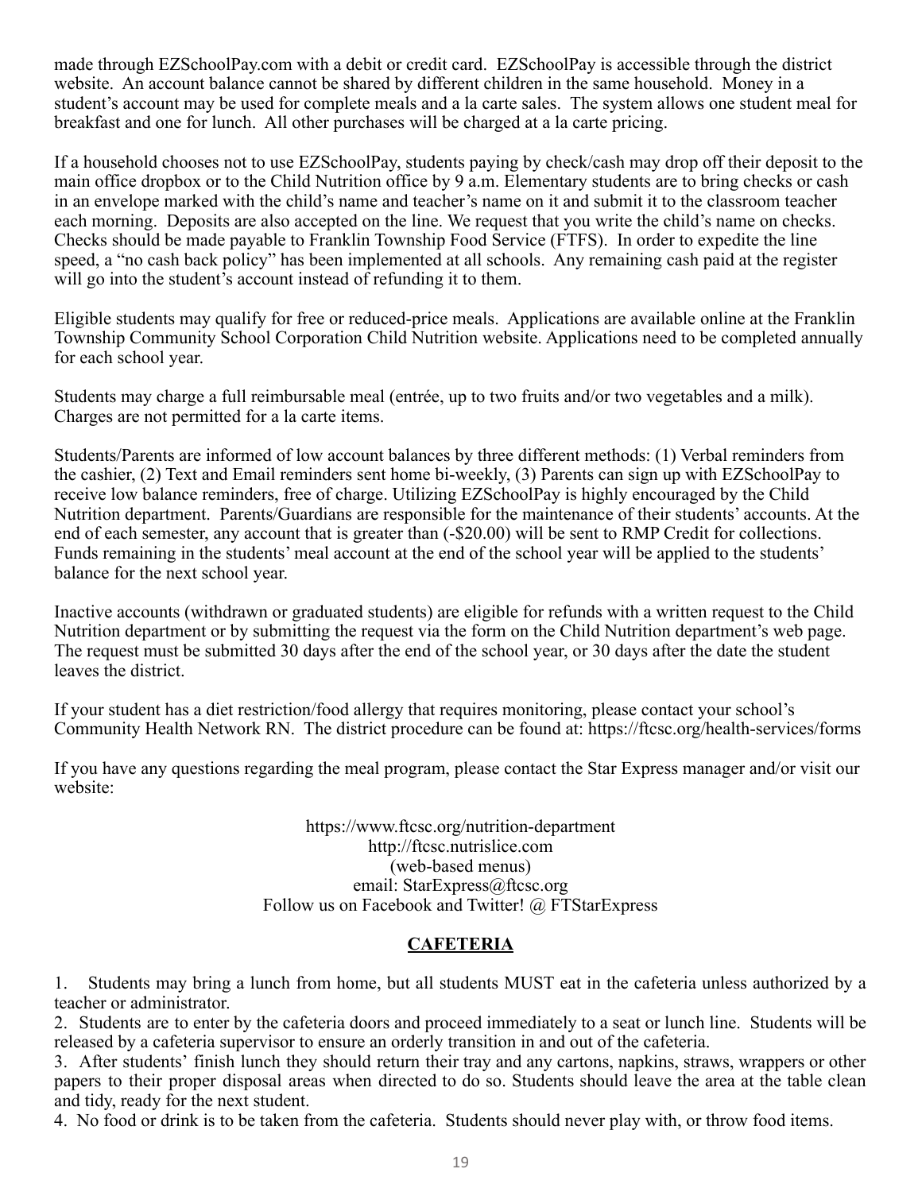made through EZSchoolPay.com with a debit or credit card. EZSchoolPay is accessible through the district website. An account balance cannot be shared by different children in the same household. Money in a student's account may be used for complete meals and a la carte sales. The system allows one student meal for breakfast and one for lunch. All other purchases will be charged at a la carte pricing.

If a household chooses not to use EZSchoolPay, students paying by check/cash may drop off their deposit to the main office dropbox or to the Child Nutrition office by 9 a.m. Elementary students are to bring checks or cash in an envelope marked with the child's name and teacher's name on it and submit it to the classroom teacher each morning. Deposits are also accepted on the line. We request that you write the child's name on checks. Checks should be made payable to Franklin Township Food Service (FTFS). In order to expedite the line speed, a "no cash back policy" has been implemented at all schools. Any remaining cash paid at the register will go into the student's account instead of refunding it to them.

Eligible students may qualify for free or reduced-price meals. Applications are available online at the Franklin Township Community School Corporation Child Nutrition website. Applications need to be completed annually for each school year.

Students may charge a full reimbursable meal (entrée, up to two fruits and/or two vegetables and a milk). Charges are not permitted for a la carte items.

Students/Parents are informed of low account balances by three different methods: (1) Verbal reminders from the cashier, (2) Text and Email reminders sent home bi-weekly, (3) Parents can sign up with EZSchoolPay to receive low balance reminders, free of charge. Utilizing EZSchoolPay is highly encouraged by the Child Nutrition department. Parents/Guardians are responsible for the maintenance of their students' accounts. At the end of each semester, any account that is greater than (-$20.00) will be sent to RMP Credit for collections. Funds remaining in the students' meal account at the end of the school year will be applied to the students' balance for the next school year.

Inactive accounts (withdrawn or graduated students) are eligible for refunds with a written request to the Child Nutrition department or by submitting the request via the form on the Child Nutrition department's web page. The request must be submitted 30 days after the end of the school year, or 30 days after the date the student leaves the district.

If your student has a diet restriction/food allergy that requires monitoring, please contact your school's Community Health Network RN. The district procedure can be found at: https://ftcsc.org/health-services/forms

If you have any questions regarding the meal program, please contact the Star Express manager and/or visit our website:

https://www.ftcsc.org/nutrition-department
http://ftcsc.nutrislice.com
(web-based menus)
email: StarExpress@ftcsc.org
Follow us on Facebook and Twitter! @ FTStarExpress

## CAFETERIA

1. Students may bring a lunch from home, but all students MUST eat in the cafeteria unless authorized by a teacher or administrator.
2. Students are to enter by the cafeteria doors and proceed immediately to a seat or lunch line. Students will be released by a cafeteria supervisor to ensure an orderly transition in and out of the cafeteria.
3. After students' finish lunch they should return their tray and any cartons, napkins, straws, wrappers or other papers to their proper disposal areas when directed to do so. Students should leave the area at the table clean and tidy, ready for the next student.
4. No food or drink is to be taken from the cafeteria. Students should never play with, or throw food items.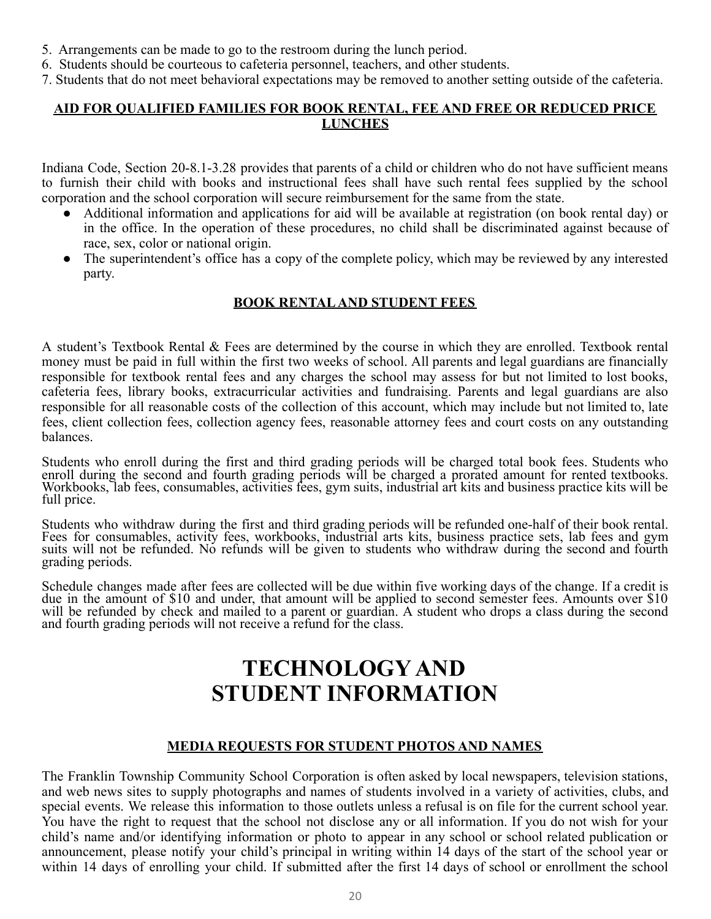5. Arrangements can be made to go to the restroom during the lunch period.
6. Students should be courteous to cafeteria personnel, teachers, and other students.
7. Students that do not meet behavioral expectations may be removed to another setting outside of the cafeteria.

### AID FOR QUALIFIED FAMILIES FOR BOOK RENTAL, FEE AND FREE OR REDUCED PRICE LUNCHES

Indiana Code, Section 20-8.1-3.28 provides that parents of a child or children who do not have sufficient means to furnish their child with books and instructional fees shall have such rental fees supplied by the school corporation and the school corporation will secure reimbursement for the same from the state.

- Additional information and applications for aid will be available at registration (on book rental day) or in the office. In the operation of these procedures, no child shall be discriminated against because of race, sex, color or national origin.
- The superintendent's office has a copy of the complete policy, which may be reviewed by any interested party.

### BOOK RENTAL AND STUDENT FEES

A student's Textbook Rental & Fees are determined by the course in which they are enrolled. Textbook rental money must be paid in full within the first two weeks of school. All parents and legal guardians are financially responsible for textbook rental fees and any charges the school may assess for but not limited to lost books, cafeteria fees, library books, extracurricular activities and fundraising. Parents and legal guardians are also responsible for all reasonable costs of the collection of this account, which may include but not limited to, late fees, client collection fees, collection agency fees, reasonable attorney fees and court costs on any outstanding balances.

Students who enroll during the first and third grading periods will be charged total book fees. Students who enroll during the second and fourth grading periods will be charged a prorated amount for rented textbooks. Workbooks, lab fees, consumables, activities fees, gym suits, industrial art kits and business practice kits will be full price.

Students who withdraw during the first and third grading periods will be refunded one-half of their book rental. Fees for consumables, activity fees, workbooks, industrial arts kits, business practice sets, lab fees and gym suits will not be refunded. No refunds will be given to students who withdraw during the second and fourth grading periods.

Schedule changes made after fees are collected will be due within five working days of the change. If a credit is due in the amount of $10 and under, that amount will be applied to second semester fees. Amounts over $10 will be refunded by check and mailed to a parent or guardian. A student who drops a class during the second and fourth grading periods will not receive a refund for the class.

# TECHNOLOGY AND STUDENT INFORMATION

### MEDIA REQUESTS FOR STUDENT PHOTOS AND NAMES

The Franklin Township Community School Corporation is often asked by local newspapers, television stations, and web news sites to supply photographs and names of students involved in a variety of activities, clubs, and special events. We release this information to those outlets unless a refusal is on file for the current school year. You have the right to request that the school not disclose any or all information. If you do not wish for your child's name and/or identifying information or photo to appear in any school or school related publication or announcement, please notify your child's principal in writing within 14 days of the start of the school year or within 14 days of enrolling your child. If submitted after the first 14 days of school or enrollment the school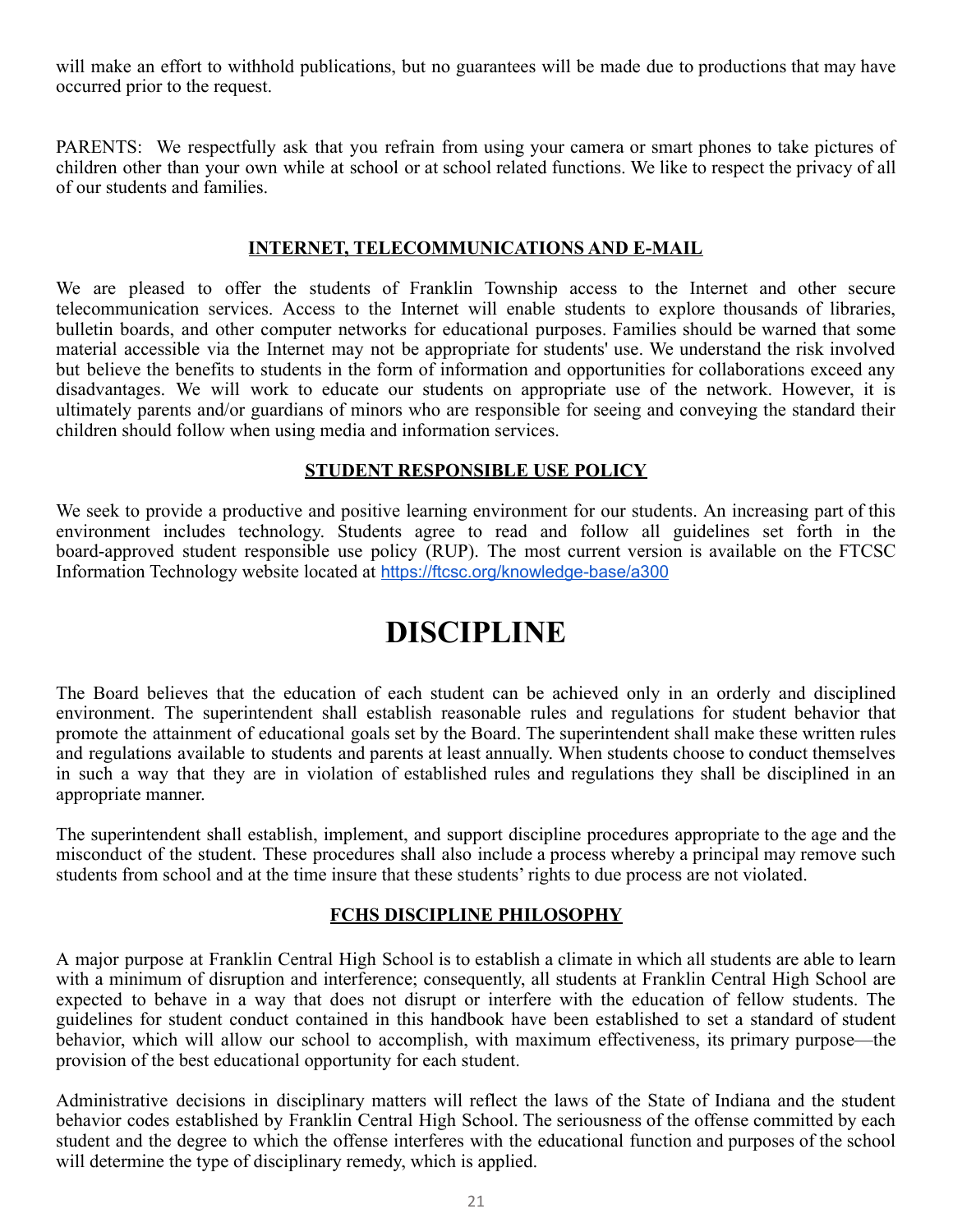will make an effort to withhold publications, but no guarantees will be made due to productions that may have occurred prior to the request.

PARENTS: We respectfully ask that you refrain from using your camera or smart phones to take pictures of children other than your own while at school or at school related functions. We like to respect the privacy of all of our students and families.

### INTERNET, TELECOMMUNICATIONS AND E-MAIL

We are pleased to offer the students of Franklin Township access to the Internet and other secure telecommunication services. Access to the Internet will enable students to explore thousands of libraries, bulletin boards, and other computer networks for educational purposes. Families should be warned that some material accessible via the Internet may not be appropriate for students' use. We understand the risk involved but believe the benefits to students in the form of information and opportunities for collaborations exceed any disadvantages. We will work to educate our students on appropriate use of the network. However, it is ultimately parents and/or guardians of minors who are responsible for seeing and conveying the standard their children should follow when using media and information services.

### STUDENT RESPONSIBLE USE POLICY

We seek to provide a productive and positive learning environment for our students. An increasing part of this environment includes technology. Students agree to read and follow all guidelines set forth in the board-approved student responsible use policy (RUP). The most current version is available on the FTCSC Information Technology website located at https://ftcsc.org/knowledge-base/a300

# DISCIPLINE

The Board believes that the education of each student can be achieved only in an orderly and disciplined environment. The superintendent shall establish reasonable rules and regulations for student behavior that promote the attainment of educational goals set by the Board. The superintendent shall make these written rules and regulations available to students and parents at least annually. When students choose to conduct themselves in such a way that they are in violation of established rules and regulations they shall be disciplined in an appropriate manner.

The superintendent shall establish, implement, and support discipline procedures appropriate to the age and the misconduct of the student. These procedures shall also include a process whereby a principal may remove such students from school and at the time insure that these students' rights to due process are not violated.

### FCHS DISCIPLINE PHILOSOPHY

A major purpose at Franklin Central High School is to establish a climate in which all students are able to learn with a minimum of disruption and interference; consequently, all students at Franklin Central High School are expected to behave in a way that does not disrupt or interfere with the education of fellow students. The guidelines for student conduct contained in this handbook have been established to set a standard of student behavior, which will allow our school to accomplish, with maximum effectiveness, its primary purpose—the provision of the best educational opportunity for each student.

Administrative decisions in disciplinary matters will reflect the laws of the State of Indiana and the student behavior codes established by Franklin Central High School. The seriousness of the offense committed by each student and the degree to which the offense interferes with the educational function and purposes of the school will determine the type of disciplinary remedy, which is applied.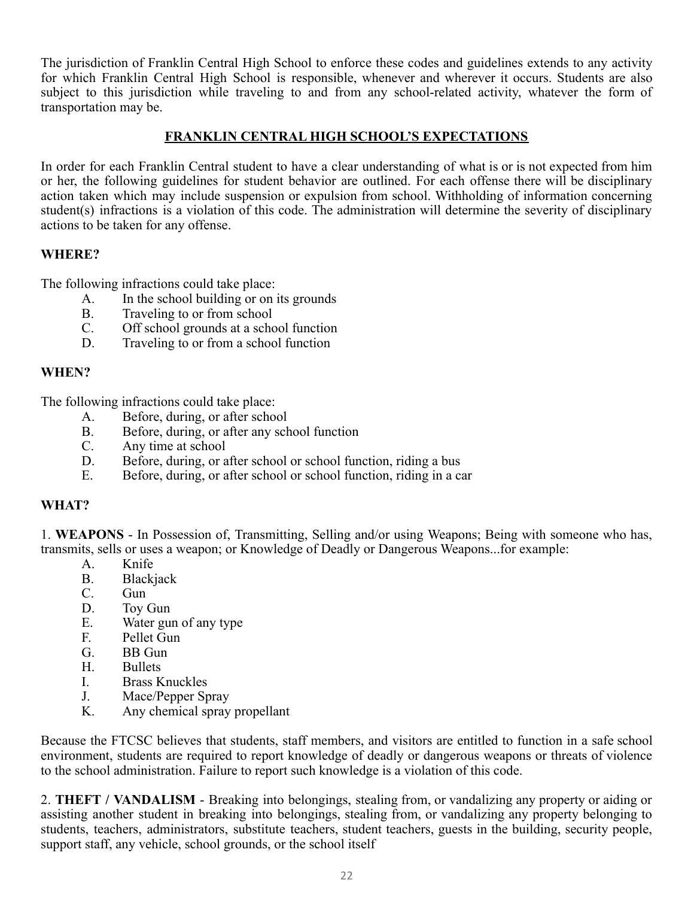The jurisdiction of Franklin Central High School to enforce these codes and guidelines extends to any activity for which Franklin Central High School is responsible, whenever and wherever it occurs. Students are also subject to this jurisdiction while traveling to and from any school-related activity, whatever the form of transportation may be.

## FRANKLIN CENTRAL HIGH SCHOOL'S EXPECTATIONS

In order for each Franklin Central student to have a clear understanding of what is or is not expected from him or her, the following guidelines for student behavior are outlined. For each offense there will be disciplinary action taken which may include suspension or expulsion from school. Withholding of information concerning student(s) infractions is a violation of this code. The administration will determine the severity of disciplinary actions to be taken for any offense.

### WHERE?

The following infractions could take place:

A. In the school building or on its grounds
B. Traveling to or from school
C. Off school grounds at a school function
D. Traveling to or from a school function

### WHEN?

The following infractions could take place:

A. Before, during, or after school
B. Before, during, or after any school function
C. Any time at school
D. Before, during, or after school or school function, riding a bus
E. Before, during, or after school or school function, riding in a car

### WHAT?

1. **WEAPONS** - In Possession of, Transmitting, Selling and/or using Weapons; Being with someone who has, transmits, sells or uses a weapon; or Knowledge of Deadly or Dangerous Weapons...for example:

A. Knife
B. Blackjack
C. Gun
D. Toy Gun
E. Water gun of any type
F. Pellet Gun
G. BB Gun
H. Bullets
I. Brass Knuckles
J. Mace/Pepper Spray
K. Any chemical spray propellant

Because the FTCSC believes that students, staff members, and visitors are entitled to function in a safe school environment, students are required to report knowledge of deadly or dangerous weapons or threats of violence to the school administration. Failure to report such knowledge is a violation of this code.

2. **THEFT / VANDALISM** - Breaking into belongings, stealing from, or vandalizing any property or aiding or assisting another student in breaking into belongings, stealing from, or vandalizing any property belonging to students, teachers, administrators, substitute teachers, student teachers, guests in the building, security people, support staff, any vehicle, school grounds, or the school itself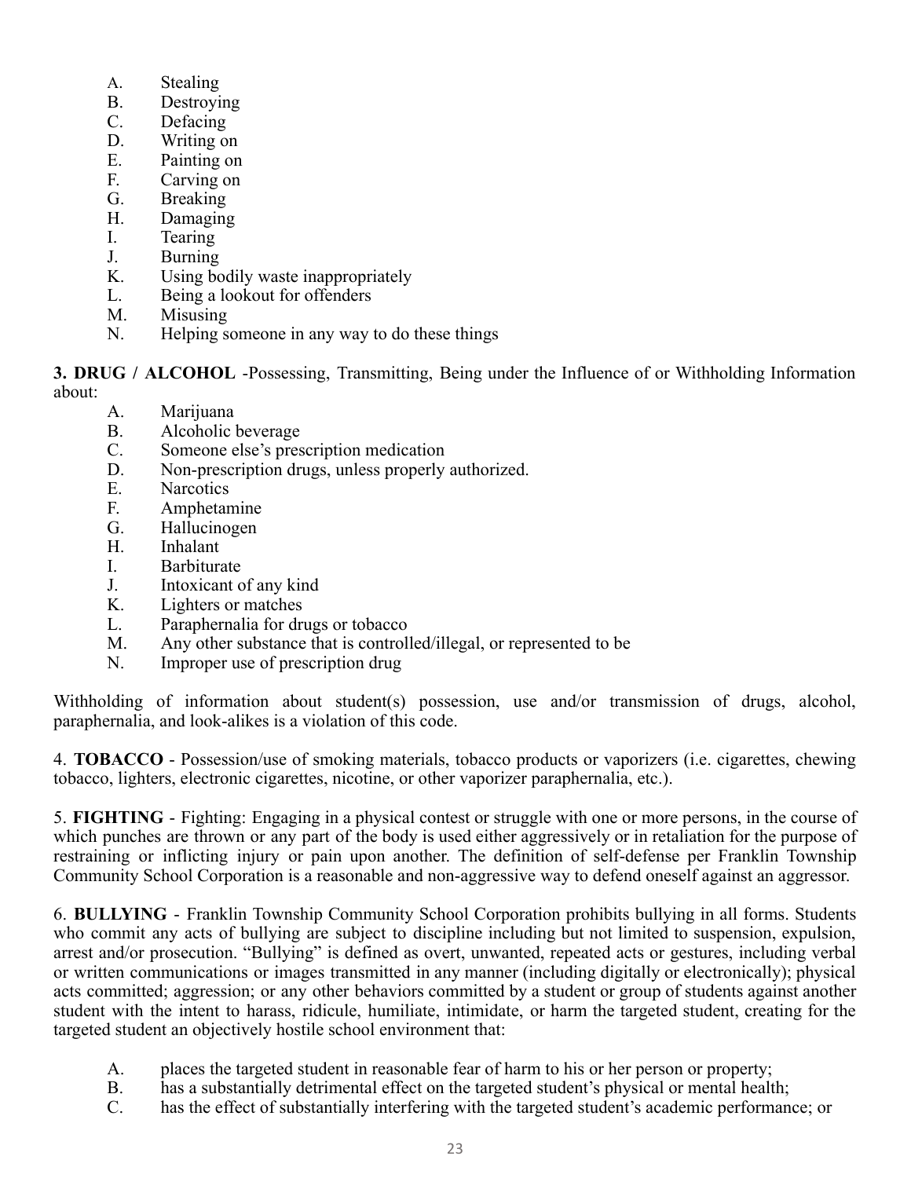A. Stealing
B. Destroying
C. Defacing
D. Writing on
E. Painting on
F. Carving on
G. Breaking
H. Damaging
I. Tearing
J. Burning
K. Using bodily waste inappropriately
L. Being a lookout for offenders
M. Misusing
N. Helping someone in any way to do these things

**3. DRUG / ALCOHOL** -Possessing, Transmitting, Being under the Influence of or Withholding Information about:

A. Marijuana
B. Alcoholic beverage
C. Someone else's prescription medication
D. Non-prescription drugs, unless properly authorized.
E. Narcotics
F. Amphetamine
G. Hallucinogen
H. Inhalant
I. Barbiturate
J. Intoxicant of any kind
K. Lighters or matches
L. Paraphernalia for drugs or tobacco
M. Any other substance that is controlled/illegal, or represented to be
N. Improper use of prescription drug

Withholding of information about student(s) possession, use and/or transmission of drugs, alcohol, paraphernalia, and look-alikes is a violation of this code.

4. **TOBACCO** - Possession/use of smoking materials, tobacco products or vaporizers (i.e. cigarettes, chewing tobacco, lighters, electronic cigarettes, nicotine, or other vaporizer paraphernalia, etc.).

5. **FIGHTING** - Fighting: Engaging in a physical contest or struggle with one or more persons, in the course of which punches are thrown or any part of the body is used either aggressively or in retaliation for the purpose of restraining or inflicting injury or pain upon another. The definition of self-defense per Franklin Township Community School Corporation is a reasonable and non-aggressive way to defend oneself against an aggressor.

6. **BULLYING** - Franklin Township Community School Corporation prohibits bullying in all forms. Students who commit any acts of bullying are subject to discipline including but not limited to suspension, expulsion, arrest and/or prosecution. "Bullying" is defined as overt, unwanted, repeated acts or gestures, including verbal or written communications or images transmitted in any manner (including digitally or electronically); physical acts committed; aggression; or any other behaviors committed by a student or group of students against another student with the intent to harass, ridicule, humiliate, intimidate, or harm the targeted student, creating for the targeted student an objectively hostile school environment that:

A. places the targeted student in reasonable fear of harm to his or her person or property;
B. has a substantially detrimental effect on the targeted student's physical or mental health;
C. has the effect of substantially interfering with the targeted student's academic performance; or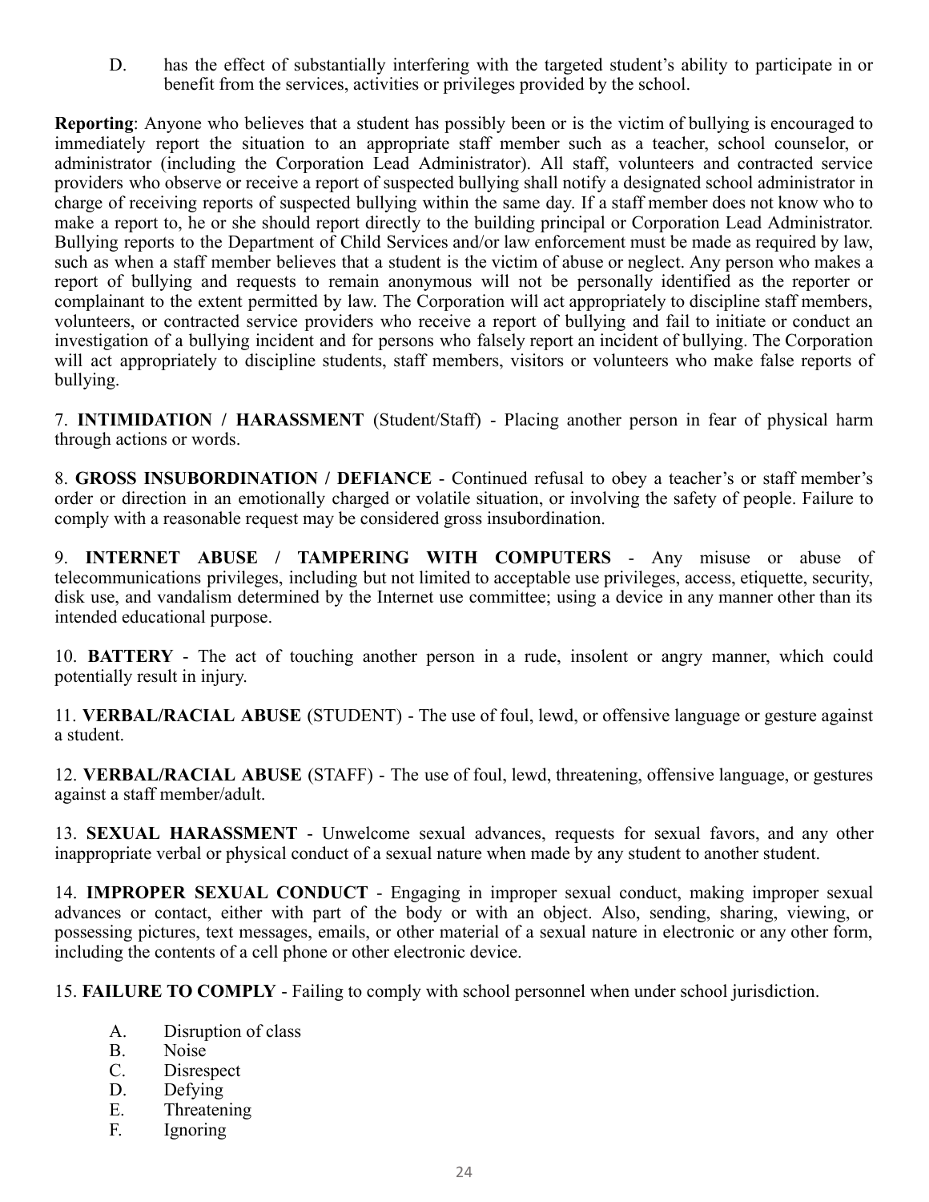D. has the effect of substantially interfering with the targeted student's ability to participate in or benefit from the services, activities or privileges provided by the school.

**Reporting**: Anyone who believes that a student has possibly been or is the victim of bullying is encouraged to immediately report the situation to an appropriate staff member such as a teacher, school counselor, or administrator (including the Corporation Lead Administrator). All staff, volunteers and contracted service providers who observe or receive a report of suspected bullying shall notify a designated school administrator in charge of receiving reports of suspected bullying within the same day. If a staff member does not know who to make a report to, he or she should report directly to the building principal or Corporation Lead Administrator. Bullying reports to the Department of Child Services and/or law enforcement must be made as required by law, such as when a staff member believes that a student is the victim of abuse or neglect. Any person who makes a report of bullying and requests to remain anonymous will not be personally identified as the reporter or complainant to the extent permitted by law. The Corporation will act appropriately to discipline staff members, volunteers, or contracted service providers who receive a report of bullying and fail to initiate or conduct an investigation of a bullying incident and for persons who falsely report an incident of bullying. The Corporation will act appropriately to discipline students, staff members, visitors or volunteers who make false reports of bullying.

7. **INTIMIDATION / HARASSMENT** (Student/Staff) - Placing another person in fear of physical harm through actions or words.

8. **GROSS INSUBORDINATION / DEFIANCE** - Continued refusal to obey a teacher's or staff member's order or direction in an emotionally charged or volatile situation, or involving the safety of people. Failure to comply with a reasonable request may be considered gross insubordination.

9. **INTERNET ABUSE / TAMPERING WITH COMPUTERS** - Any misuse or abuse of telecommunications privileges, including but not limited to acceptable use privileges, access, etiquette, security, disk use, and vandalism determined by the Internet use committee; using a device in any manner other than its intended educational purpose.

10. **BATTERY** - The act of touching another person in a rude, insolent or angry manner, which could potentially result in injury.

11. **VERBAL/RACIAL ABUSE** (STUDENT) - The use of foul, lewd, or offensive language or gesture against a student.

12. **VERBAL/RACIAL ABUSE** (STAFF) - The use of foul, lewd, threatening, offensive language, or gestures against a staff member/adult.

13. **SEXUAL HARASSMENT** - Unwelcome sexual advances, requests for sexual favors, and any other inappropriate verbal or physical conduct of a sexual nature when made by any student to another student.

14. **IMPROPER SEXUAL CONDUCT** - Engaging in improper sexual conduct, making improper sexual advances or contact, either with part of the body or with an object. Also, sending, sharing, viewing, or possessing pictures, text messages, emails, or other material of a sexual nature in electronic or any other form, including the contents of a cell phone or other electronic device.

15. **FAILURE TO COMPLY** - Failing to comply with school personnel when under school jurisdiction.

A. Disruption of class
B. Noise
C. Disrespect
D. Defying
E. Threatening
F. Ignoring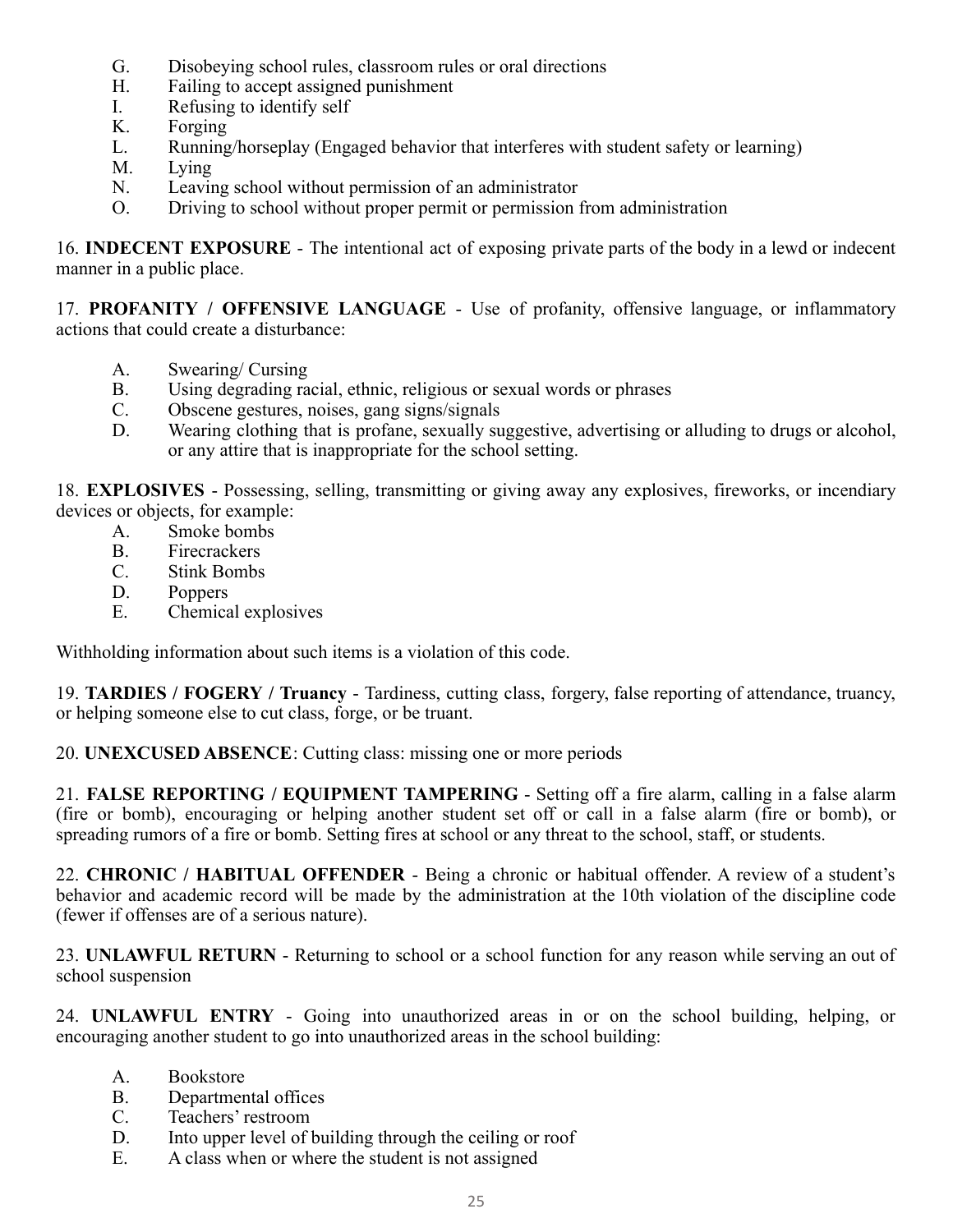G. Disobeying school rules, classroom rules or oral directions
H. Failing to accept assigned punishment
I. Refusing to identify self
K. Forging
L. Running/horseplay (Engaged behavior that interferes with student safety or learning)
M. Lying
N. Leaving school without permission of an administrator
O. Driving to school without proper permit or permission from administration

16. **INDECENT EXPOSURE** - The intentional act of exposing private parts of the body in a lewd or indecent manner in a public place.

17. **PROFANITY / OFFENSIVE LANGUAGE** - Use of profanity, offensive language, or inflammatory actions that could create a disturbance:

A. Swearing/ Cursing
B. Using degrading racial, ethnic, religious or sexual words or phrases
C. Obscene gestures, noises, gang signs/signals
D. Wearing clothing that is profane, sexually suggestive, advertising or alluding to drugs or alcohol, or any attire that is inappropriate for the school setting.

18. **EXPLOSIVES** - Possessing, selling, transmitting or giving away any explosives, fireworks, or incendiary devices or objects, for example:

A. Smoke bombs
B. Firecrackers
C. Stink Bombs
D. Poppers
E. Chemical explosives

Withholding information about such items is a violation of this code.

19. **TARDIES / FOGERY / Truancy** - Tardiness, cutting class, forgery, false reporting of attendance, truancy, or helping someone else to cut class, forge, or be truant.

20. **UNEXCUSED ABSENCE**: Cutting class: missing one or more periods

21. **FALSE REPORTING / EQUIPMENT TAMPERING** - Setting off a fire alarm, calling in a false alarm (fire or bomb), encouraging or helping another student set off or call in a false alarm (fire or bomb), or spreading rumors of a fire or bomb. Setting fires at school or any threat to the school, staff, or students.

22. **CHRONIC / HABITUAL OFFENDER** - Being a chronic or habitual offender. A review of a student's behavior and academic record will be made by the administration at the 10th violation of the discipline code (fewer if offenses are of a serious nature).

23. **UNLAWFUL RETURN** - Returning to school or a school function for any reason while serving an out of school suspension

24. **UNLAWFUL ENTRY** - Going into unauthorized areas in or on the school building, helping, or encouraging another student to go into unauthorized areas in the school building:

A. Bookstore
B. Departmental offices
C. Teachers' restroom
D. Into upper level of building through the ceiling or roof
E. A class when or where the student is not assigned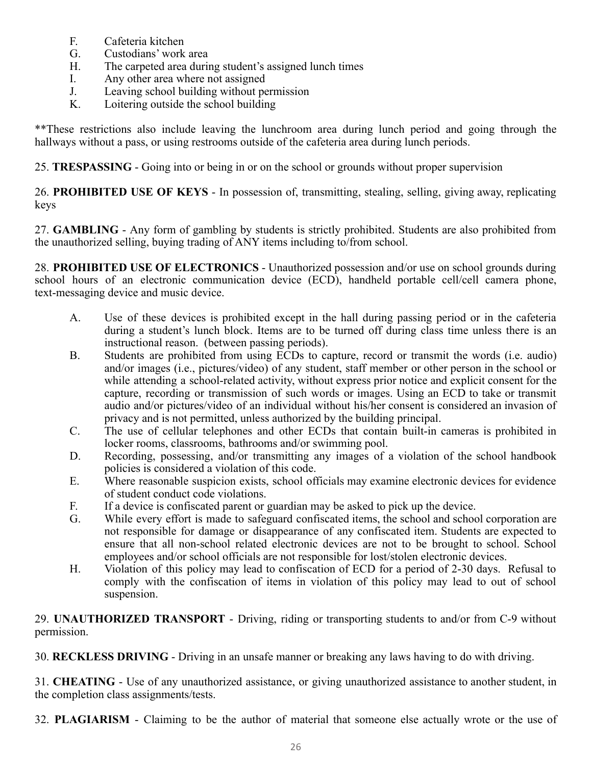F. Cafeteria kitchen
G. Custodians' work area
H. The carpeted area during student's assigned lunch times
I. Any other area where not assigned
J. Leaving school building without permission
K. Loitering outside the school building

**These restrictions also include leaving the lunchroom area during lunch period and going through the hallways without a pass, or using restrooms outside of the cafeteria area during lunch periods.

25. **TRESPASSING** - Going into or being in or on the school or grounds without proper supervision

26. **PROHIBITED USE OF KEYS** - In possession of, transmitting, stealing, selling, giving away, replicating keys

27. **GAMBLING** - Any form of gambling by students is strictly prohibited. Students are also prohibited from the unauthorized selling, buying trading of ANY items including to/from school.

28. **PROHIBITED USE OF ELECTRONICS** - Unauthorized possession and/or use on school grounds during school hours of an electronic communication device (ECD), handheld portable cell/cell camera phone, text-messaging device and music device.

A. Use of these devices is prohibited except in the hall during passing period or in the cafeteria during a student's lunch block. Items are to be turned off during class time unless there is an instructional reason. (between passing periods).
B. Students are prohibited from using ECDs to capture, record or transmit the words (i.e. audio) and/or images (i.e., pictures/video) of any student, staff member or other person in the school or while attending a school-related activity, without express prior notice and explicit consent for the capture, recording or transmission of such words or images. Using an ECD to take or transmit audio and/or pictures/video of an individual without his/her consent is considered an invasion of privacy and is not permitted, unless authorized by the building principal.
C. The use of cellular telephones and other ECDs that contain built-in cameras is prohibited in locker rooms, classrooms, bathrooms and/or swimming pool.
D. Recording, possessing, and/or transmitting any images of a violation of the school handbook policies is considered a violation of this code.
E. Where reasonable suspicion exists, school officials may examine electronic devices for evidence of student conduct code violations.
F. If a device is confiscated parent or guardian may be asked to pick up the device.
G. While every effort is made to safeguard confiscated items, the school and school corporation are not responsible for damage or disappearance of any confiscated item. Students are expected to ensure that all non-school related electronic devices are not to be brought to school. School employees and/or school officials are not responsible for lost/stolen electronic devices.
H. Violation of this policy may lead to confiscation of ECD for a period of 2-30 days. Refusal to comply with the confiscation of items in violation of this policy may lead to out of school suspension.

29. **UNAUTHORIZED TRANSPORT** - Driving, riding or transporting students to and/or from C-9 without permission.

30. **RECKLESS DRIVING** - Driving in an unsafe manner or breaking any laws having to do with driving.

31. **CHEATING** - Use of any unauthorized assistance, or giving unauthorized assistance to another student, in the completion class assignments/tests.

32. **PLAGIARISM** - Claiming to be the author of material that someone else actually wrote or the use of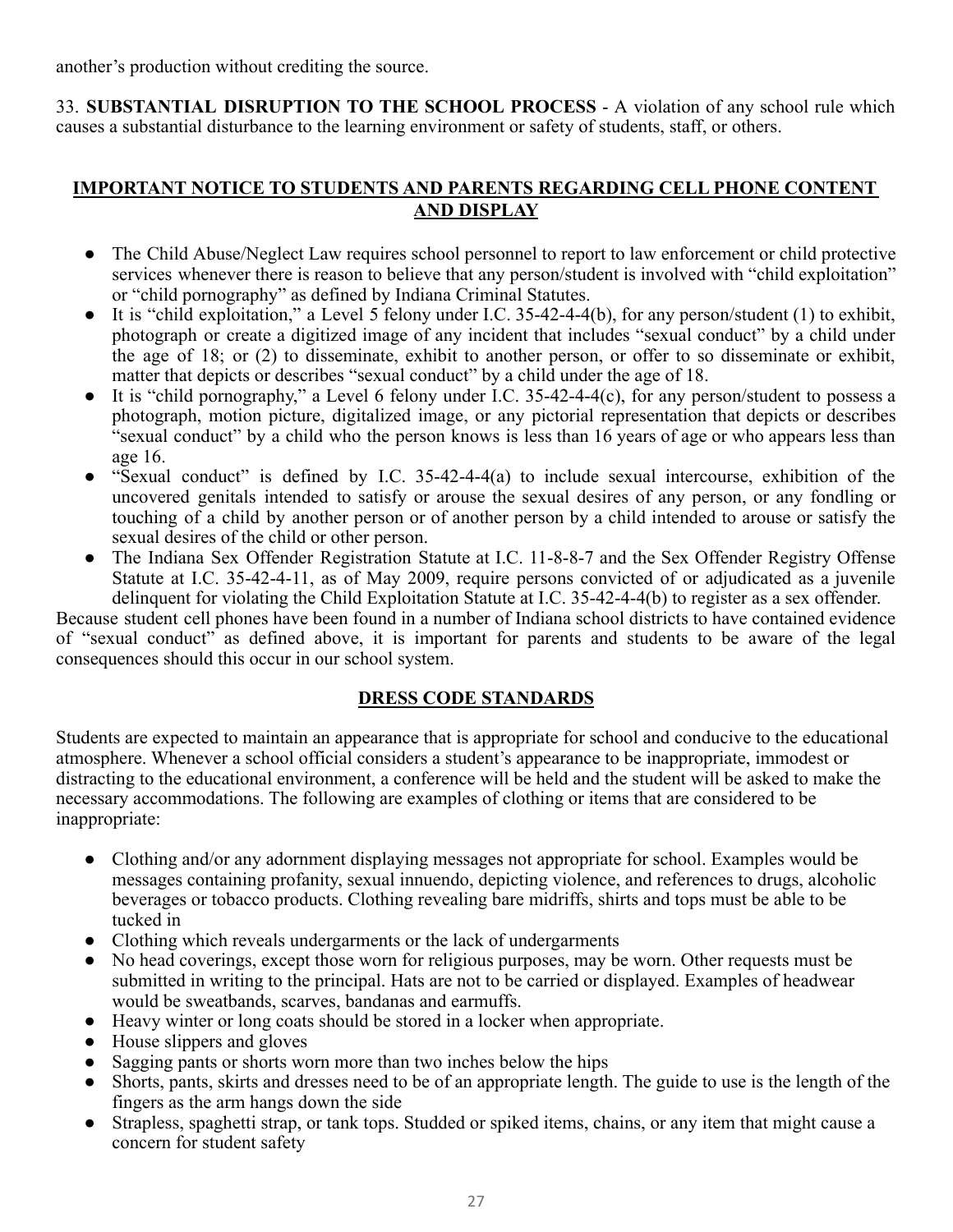another's production without crediting the source.

33. **SUBSTANTIAL DISRUPTION TO THE SCHOOL PROCESS** - A violation of any school rule which causes a substantial disturbance to the learning environment or safety of students, staff, or others.

## IMPORTANT NOTICE TO STUDENTS AND PARENTS REGARDING CELL PHONE CONTENT AND DISPLAY

- The Child Abuse/Neglect Law requires school personnel to report to law enforcement or child protective services whenever there is reason to believe that any person/student is involved with "child exploitation" or "child pornography" as defined by Indiana Criminal Statutes.
- It is "child exploitation," a Level 5 felony under I.C. 35-42-4-4(b), for any person/student (1) to exhibit, photograph or create a digitized image of any incident that includes "sexual conduct" by a child under the age of 18; or (2) to disseminate, exhibit to another person, or offer to so disseminate or exhibit, matter that depicts or describes "sexual conduct" by a child under the age of 18.
- It is "child pornography," a Level 6 felony under I.C. 35-42-4-4(c), for any person/student to possess a photograph, motion picture, digitalized image, or any pictorial representation that depicts or describes "sexual conduct" by a child who the person knows is less than 16 years of age or who appears less than age 16.
- "Sexual conduct" is defined by I.C. 35-42-4-4(a) to include sexual intercourse, exhibition of the uncovered genitals intended to satisfy or arouse the sexual desires of any person, or any fondling or touching of a child by another person or of another person by a child intended to arouse or satisfy the sexual desires of the child or other person.
- The Indiana Sex Offender Registration Statute at I.C. 11-8-8-7 and the Sex Offender Registry Offense Statute at I.C. 35-42-4-11, as of May 2009, require persons convicted of or adjudicated as a juvenile delinquent for violating the Child Exploitation Statute at I.C. 35-42-4-4(b) to register as a sex offender.

Because student cell phones have been found in a number of Indiana school districts to have contained evidence of "sexual conduct" as defined above, it is important for parents and students to be aware of the legal consequences should this occur in our school system.

## DRESS CODE STANDARDS

Students are expected to maintain an appearance that is appropriate for school and conducive to the educational atmosphere. Whenever a school official considers a student's appearance to be inappropriate, immodest or distracting to the educational environment, a conference will be held and the student will be asked to make the necessary accommodations. The following are examples of clothing or items that are considered to be inappropriate:

- Clothing and/or any adornment displaying messages not appropriate for school. Examples would be messages containing profanity, sexual innuendo, depicting violence, and references to drugs, alcoholic beverages or tobacco products. Clothing revealing bare midriffs, shirts and tops must be able to be tucked in
- Clothing which reveals undergarments or the lack of undergarments
- No head coverings, except those worn for religious purposes, may be worn. Other requests must be submitted in writing to the principal. Hats are not to be carried or displayed. Examples of headwear would be sweatbands, scarves, bandanas and earmuffs.
- Heavy winter or long coats should be stored in a locker when appropriate.
- House slippers and gloves
- Sagging pants or shorts worn more than two inches below the hips
- Shorts, pants, skirts and dresses need to be of an appropriate length. The guide to use is the length of the fingers as the arm hangs down the side
- Strapless, spaghetti strap, or tank tops. Studded or spiked items, chains, or any item that might cause a concern for student safety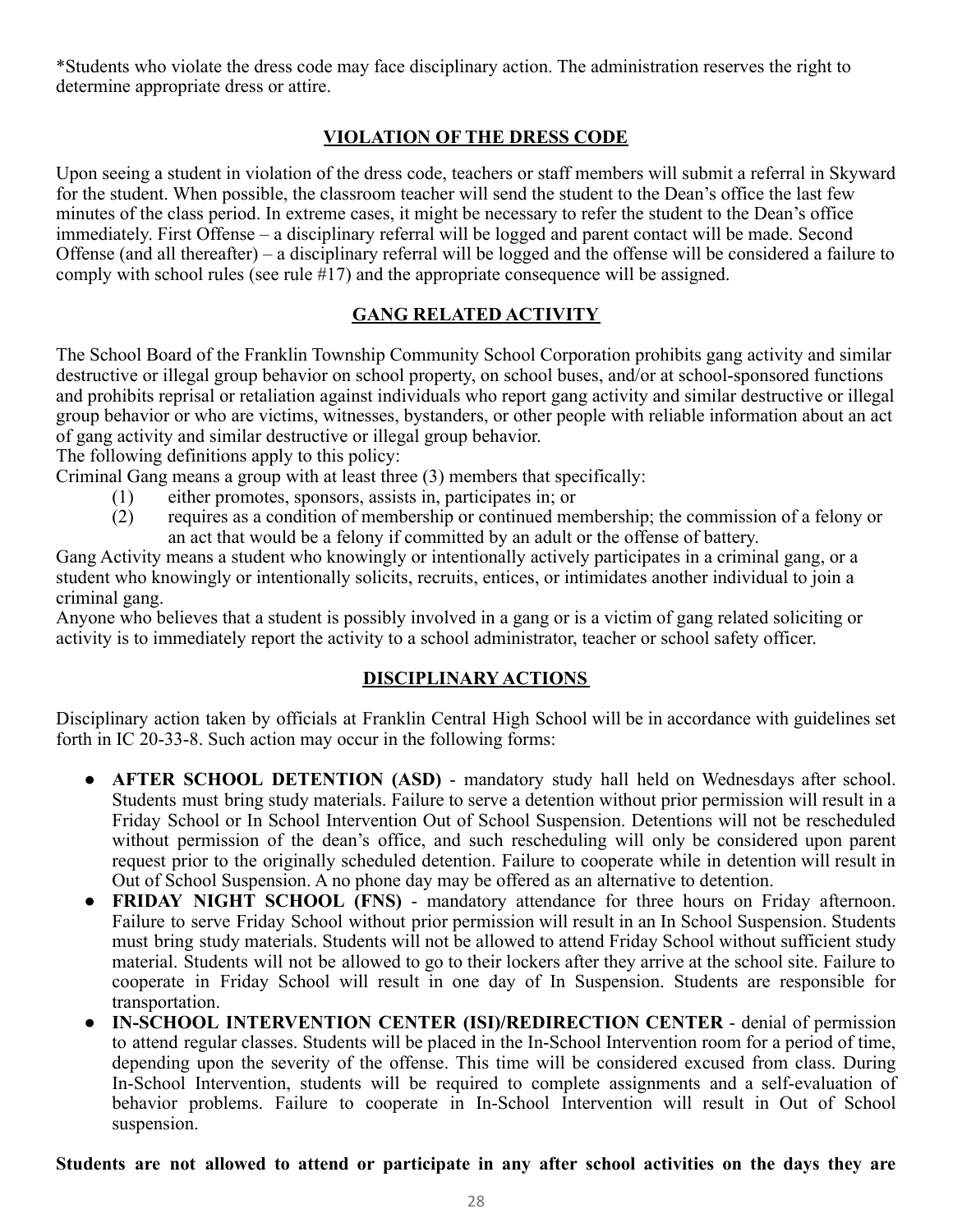*Students who violate the dress code may face disciplinary action. The administration reserves the right to determine appropriate dress or attire.

## VIOLATION OF THE DRESS CODE

Upon seeing a student in violation of the dress code, teachers or staff members will submit a referral in Skyward for the student. When possible, the classroom teacher will send the student to the Dean's office the last few minutes of the class period. In extreme cases, it might be necessary to refer the student to the Dean's office immediately. First Offense – a disciplinary referral will be logged and parent contact will be made. Second Offense (and all thereafter) – a disciplinary referral will be logged and the offense will be considered a failure to comply with school rules (see rule #17) and the appropriate consequence will be assigned.

## GANG RELATED ACTIVITY

The School Board of the Franklin Township Community School Corporation prohibits gang activity and similar destructive or illegal group behavior on school property, on school buses, and/or at school-sponsored functions and prohibits reprisal or retaliation against individuals who report gang activity and similar destructive or illegal group behavior or who are victims, witnesses, bystanders, or other people with reliable information about an act of gang activity and similar destructive or illegal group behavior.

The following definitions apply to this policy:

Criminal Gang means a group with at least three (3) members that specifically:

(1) either promotes, sponsors, assists in, participates in; or

(2) requires as a condition of membership or continued membership; the commission of a felony or an act that would be a felony if committed by an adult or the offense of battery.

Gang Activity means a student who knowingly or intentionally actively participates in a criminal gang, or a student who knowingly or intentionally solicits, recruits, entices, or intimidates another individual to join a criminal gang.

Anyone who believes that a student is possibly involved in a gang or is a victim of gang related soliciting or activity is to immediately report the activity to a school administrator, teacher or school safety officer.

## DISCIPLINARY ACTIONS

Disciplinary action taken by officials at Franklin Central High School will be in accordance with guidelines set forth in IC 20-33-8. Such action may occur in the following forms:

- **AFTER SCHOOL DETENTION (ASD)** - mandatory study hall held on Wednesdays after school. Students must bring study materials. Failure to serve a detention without prior permission will result in a Friday School or In School Intervention Out of School Suspension. Detentions will not be rescheduled without permission of the dean's office, and such rescheduling will only be considered upon parent request prior to the originally scheduled detention. Failure to cooperate while in detention will result in Out of School Suspension. A no phone day may be offered as an alternative to detention.
- **FRIDAY NIGHT SCHOOL (FNS)** - mandatory attendance for three hours on Friday afternoon. Failure to serve Friday School without prior permission will result in an In School Suspension. Students must bring study materials. Students will not be allowed to attend Friday School without sufficient study material. Students will not be allowed to go to their lockers after they arrive at the school site. Failure to cooperate in Friday School will result in one day of In Suspension. Students are responsible for transportation.
- **IN-SCHOOL INTERVENTION CENTER (ISI)/REDIRECTION CENTER** - denial of permission to attend regular classes. Students will be placed in the In-School Intervention room for a period of time, depending upon the severity of the offense. This time will be considered excused from class. During In-School Intervention, students will be required to complete assignments and a self-evaluation of behavior problems. Failure to cooperate in In-School Intervention will result in Out of School suspension.

**Students are not allowed to attend or participate in any after school activities on the days they are**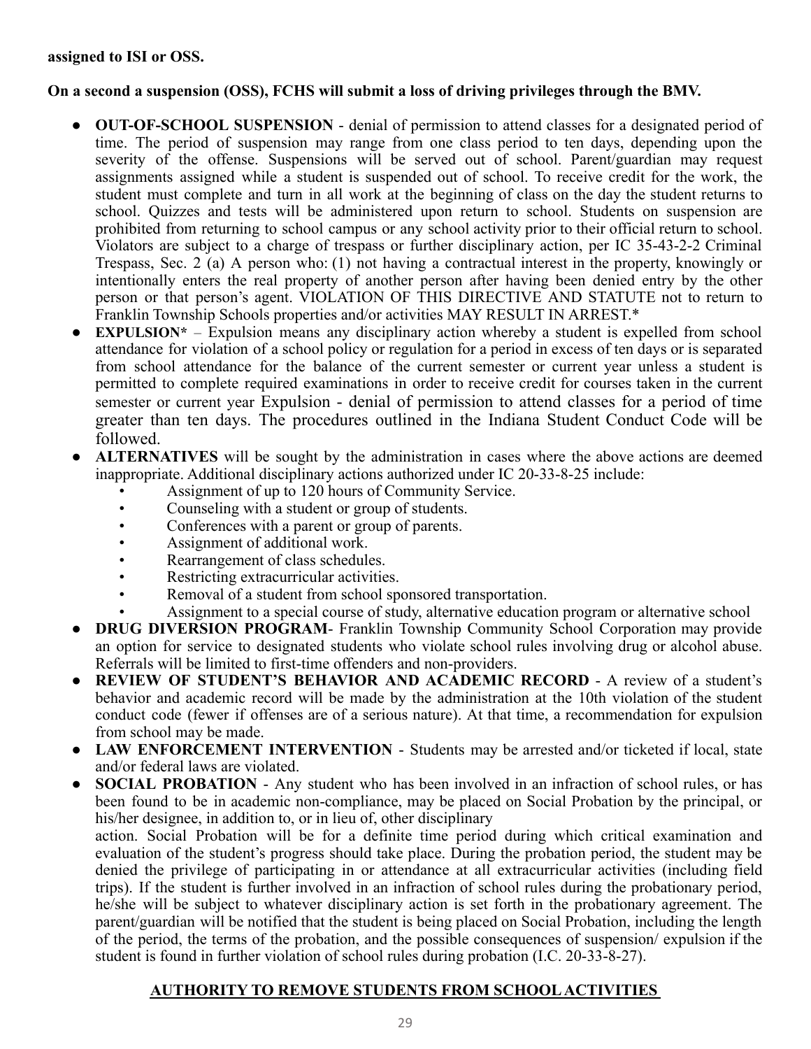**assigned to ISI or OSS.**

**On a second a suspension (OSS), FCHS will submit a loss of driving privileges through the BMV.**

- **OUT-OF-SCHOOL SUSPENSION** - denial of permission to attend classes for a designated period of time. The period of suspension may range from one class period to ten days, depending upon the severity of the offense. Suspensions will be served out of school. Parent/guardian may request assignments assigned while a student is suspended out of school. To receive credit for the work, the student must complete and turn in all work at the beginning of class on the day the student returns to school. Quizzes and tests will be administered upon return to school. Students on suspension are prohibited from returning to school campus or any school activity prior to their official return to school. Violators are subject to a charge of trespass or further disciplinary action, per IC 35-43-2-2 Criminal Trespass, Sec. 2 (a) A person who: (1) not having a contractual interest in the property, knowingly or intentionally enters the real property of another person after having been denied entry by the other person or that person's agent. VIOLATION OF THIS DIRECTIVE AND STATUTE not to return to Franklin Township Schools properties and/or activities MAY RESULT IN ARREST.*
- **EXPULSION*** – Expulsion means any disciplinary action whereby a student is expelled from school attendance for violation of a school policy or regulation for a period in excess of ten days or is separated from school attendance for the balance of the current semester or current year unless a student is permitted to complete required examinations in order to receive credit for courses taken in the current semester or current year Expulsion - denial of permission to attend classes for a period of time greater than ten days. The procedures outlined in the Indiana Student Conduct Code will be followed.
- **ALTERNATIVES** will be sought by the administration in cases where the above actions are deemed inappropriate. Additional disciplinary actions authorized under IC 20-33-8-25 include:
  - Assignment of up to 120 hours of Community Service.
  - Counseling with a student or group of students.
  - Conferences with a parent or group of parents.
  - Assignment of additional work.
  - Rearrangement of class schedules.
  - Restricting extracurricular activities.
  - Removal of a student from school sponsored transportation.
  - Assignment to a special course of study, alternative education program or alternative school
- **DRUG DIVERSION PROGRAM**- Franklin Township Community School Corporation may provide an option for service to designated students who violate school rules involving drug or alcohol abuse. Referrals will be limited to first-time offenders and non-providers.
- **REVIEW OF STUDENT'S BEHAVIOR AND ACADEMIC RECORD** - A review of a student's behavior and academic record will be made by the administration at the 10th violation of the student conduct code (fewer if offenses are of a serious nature). At that time, a recommendation for expulsion from school may be made.
- **LAW ENFORCEMENT INTERVENTION** - Students may be arrested and/or ticketed if local, state and/or federal laws are violated.
- **SOCIAL PROBATION** - Any student who has been involved in an infraction of school rules, or has been found to be in academic non-compliance, may be placed on Social Probation by the principal, or his/her designee, in addition to, or in lieu of, other disciplinary action. Social Probation will be for a definite time period during which critical examination and evaluation of the student's progress should take place. During the probation period, the student may be denied the privilege of participating in or attendance at all extracurricular activities (including field trips). If the student is further involved in an infraction of school rules during the probationary period, he/she will be subject to whatever disciplinary action is set forth in the probationary agreement. The parent/guardian will be notified that the student is being placed on Social Probation, including the length of the period, the terms of the probation, and the possible consequences of suspension/ expulsion if the student is found in further violation of school rules during probation (I.C. 20-33-8-27).

## AUTHORITY TO REMOVE STUDENTS FROM SCHOOL ACTIVITIES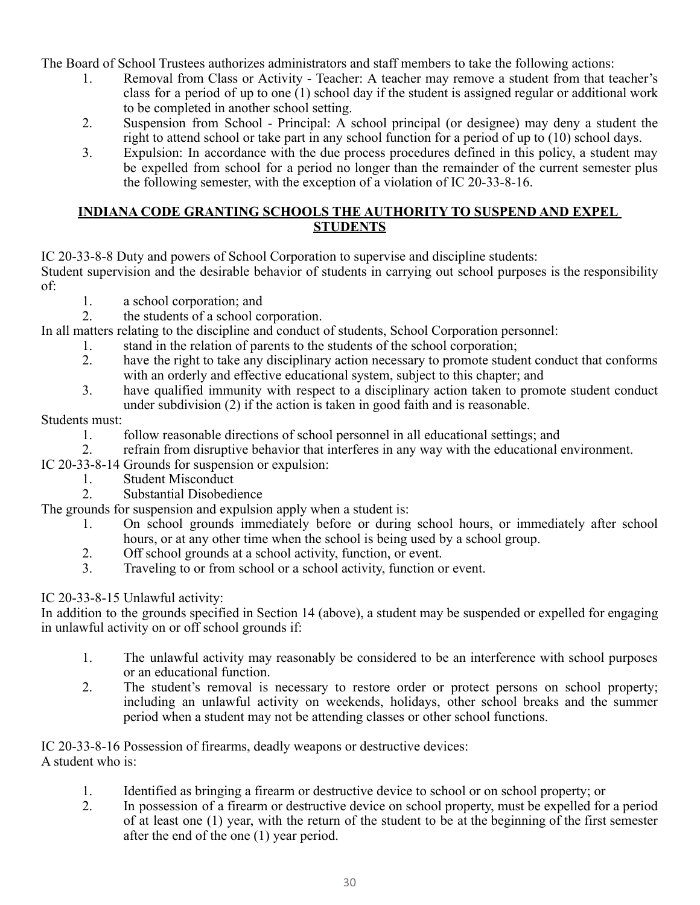The Board of School Trustees authorizes administrators and staff members to take the following actions:

1. Removal from Class or Activity - Teacher: A teacher may remove a student from that teacher's class for a period of up to one (1) school day if the student is assigned regular or additional work to be completed in another school setting.
2. Suspension from School - Principal: A school principal (or designee) may deny a student the right to attend school or take part in any school function for a period of up to (10) school days.
3. Expulsion: In accordance with the due process procedures defined in this policy, a student may be expelled from school for a period no longer than the remainder of the current semester plus the following semester, with the exception of a violation of IC 20-33-8-16.

## INDIANA CODE GRANTING SCHOOLS THE AUTHORITY TO SUSPEND AND EXPEL STUDENTS

IC 20-33-8-8 Duty and powers of School Corporation to supervise and discipline students:

Student supervision and the desirable behavior of students in carrying out school purposes is the responsibility of:

1. a school corporation; and
2. the students of a school corporation.

In all matters relating to the discipline and conduct of students, School Corporation personnel:

1. stand in the relation of parents to the students of the school corporation;
2. have the right to take any disciplinary action necessary to promote student conduct that conforms with an orderly and effective educational system, subject to this chapter; and
3. have qualified immunity with respect to a disciplinary action taken to promote student conduct under subdivision (2) if the action is taken in good faith and is reasonable.

Students must:

1. follow reasonable directions of school personnel in all educational settings; and
2. refrain from disruptive behavior that interferes in any way with the educational environment.

IC 20-33-8-14 Grounds for suspension or expulsion:

1. Student Misconduct
2. Substantial Disobedience

The grounds for suspension and expulsion apply when a student is:

1. On school grounds immediately before or during school hours, or immediately after school hours, or at any other time when the school is being used by a school group.
2. Off school grounds at a school activity, function, or event.
3. Traveling to or from school or a school activity, function or event.

IC 20-33-8-15 Unlawful activity:

In addition to the grounds specified in Section 14 (above), a student may be suspended or expelled for engaging in unlawful activity on or off school grounds if:

1. The unlawful activity may reasonably be considered to be an interference with school purposes or an educational function.
2. The student's removal is necessary to restore order or protect persons on school property; including an unlawful activity on weekends, holidays, other school breaks and the summer period when a student may not be attending classes or other school functions.

IC 20-33-8-16 Possession of firearms, deadly weapons or destructive devices:

A student who is:

1. Identified as bringing a firearm or destructive device to school or on school property; or
2. In possession of a firearm or destructive device on school property, must be expelled for a period of at least one (1) year, with the return of the student to be at the beginning of the first semester after the end of the one (1) year period.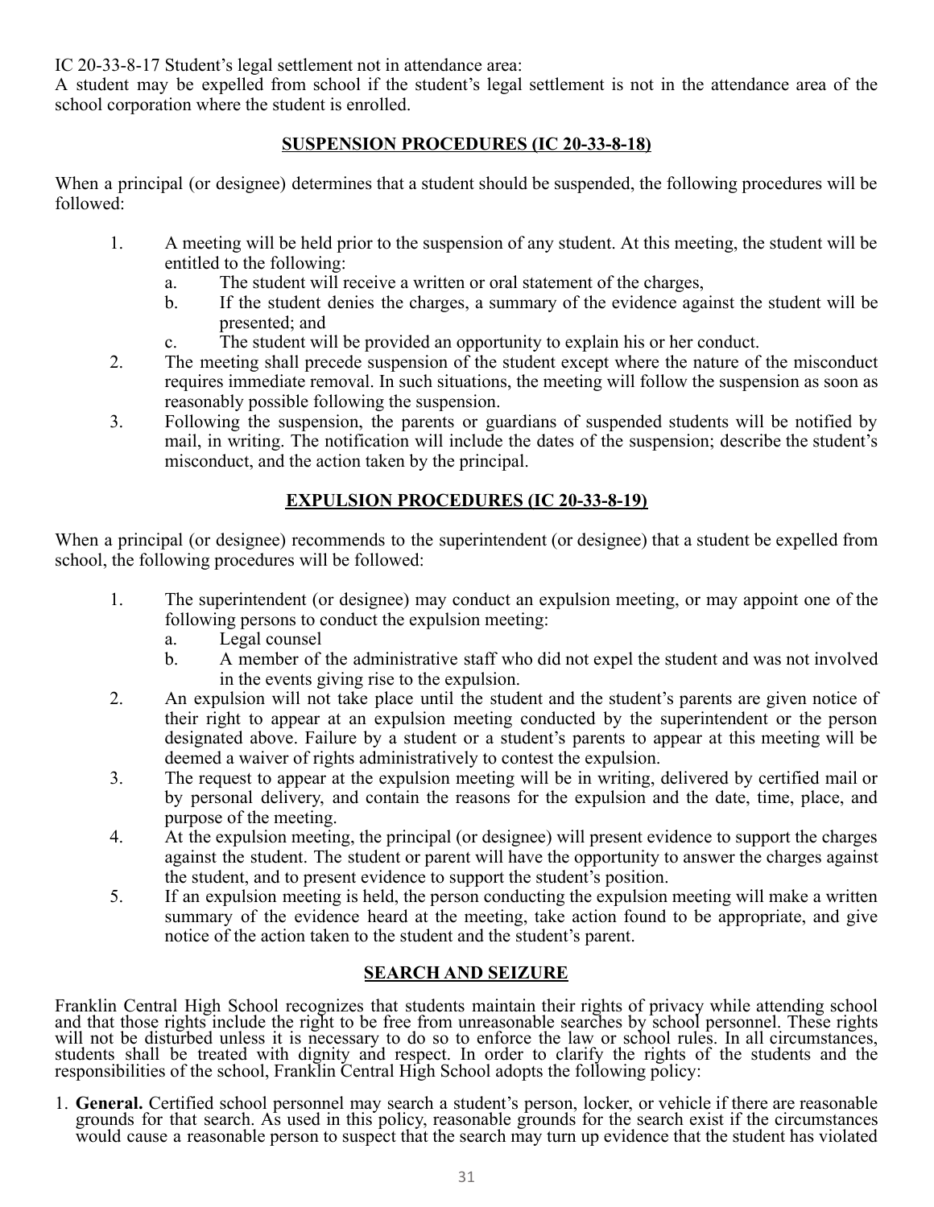IC 20-33-8-17 Student's legal settlement not in attendance area:
A student may be expelled from school if the student's legal settlement is not in the attendance area of the school corporation where the student is enrolled.

## SUSPENSION PROCEDURES (IC 20-33-8-18)

When a principal (or designee) determines that a student should be suspended, the following procedures will be followed:

1. A meeting will be held prior to the suspension of any student. At this meeting, the student will be entitled to the following:
   a. The student will receive a written or oral statement of the charges,
   b. If the student denies the charges, a summary of the evidence against the student will be presented; and
   c. The student will be provided an opportunity to explain his or her conduct.
2. The meeting shall precede suspension of the student except where the nature of the misconduct requires immediate removal. In such situations, the meeting will follow the suspension as soon as reasonably possible following the suspension.
3. Following the suspension, the parents or guardians of suspended students will be notified by mail, in writing. The notification will include the dates of the suspension; describe the student's misconduct, and the action taken by the principal.

## EXPULSION PROCEDURES (IC 20-33-8-19)

When a principal (or designee) recommends to the superintendent (or designee) that a student be expelled from school, the following procedures will be followed:

1. The superintendent (or designee) may conduct an expulsion meeting, or may appoint one of the following persons to conduct the expulsion meeting:
   a. Legal counsel
   b. A member of the administrative staff who did not expel the student and was not involved in the events giving rise to the expulsion.
2. An expulsion will not take place until the student and the student's parents are given notice of their right to appear at an expulsion meeting conducted by the superintendent or the person designated above. Failure by a student or a student's parents to appear at this meeting will be deemed a waiver of rights administratively to contest the expulsion.
3. The request to appear at the expulsion meeting will be in writing, delivered by certified mail or by personal delivery, and contain the reasons for the expulsion and the date, time, place, and purpose of the meeting.
4. At the expulsion meeting, the principal (or designee) will present evidence to support the charges against the student. The student or parent will have the opportunity to answer the charges against the student, and to present evidence to support the student's position.
5. If an expulsion meeting is held, the person conducting the expulsion meeting will make a written summary of the evidence heard at the meeting, take action found to be appropriate, and give notice of the action taken to the student and the student's parent.

## SEARCH AND SEIZURE

Franklin Central High School recognizes that students maintain their rights of privacy while attending school and that those rights include the right to be free from unreasonable searches by school personnel. These rights will not be disturbed unless it is necessary to do so to enforce the law or school rules. In all circumstances, students shall be treated with dignity and respect. In order to clarify the rights of the students and the responsibilities of the school, Franklin Central High School adopts the following policy:

1. **General.** Certified school personnel may search a student's person, locker, or vehicle if there are reasonable grounds for that search. As used in this policy, reasonable grounds for the search exist if the circumstances would cause a reasonable person to suspect that the search may turn up evidence that the student has violated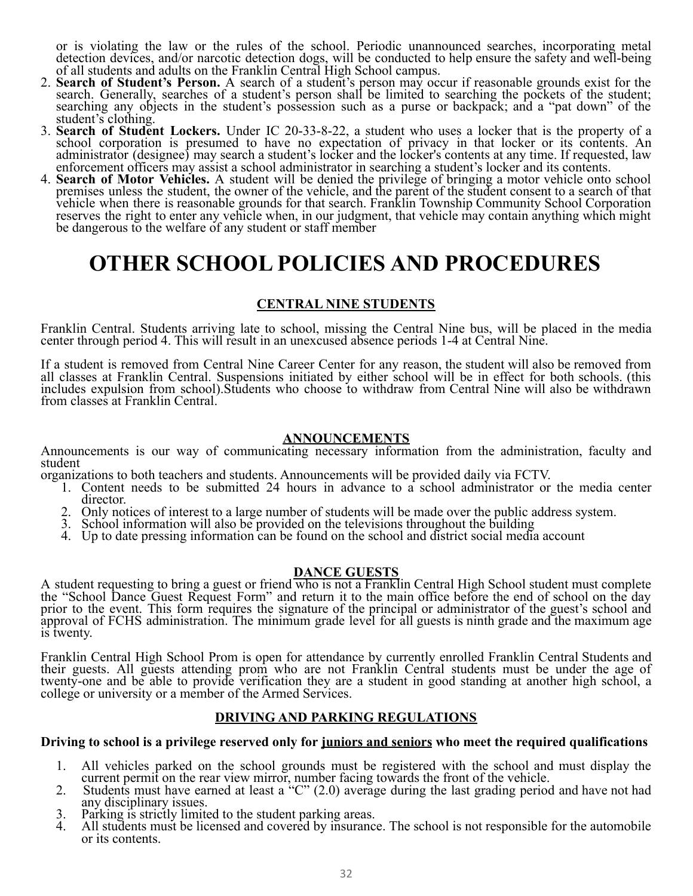or is violating the law or the rules of the school. Periodic unannounced searches, incorporating metal detection devices, and/or narcotic detection dogs, will be conducted to help ensure the safety and well-being of all students and adults on the Franklin Central High School campus.

2. **Search of Student's Person.** A search of a student's person may occur if reasonable grounds exist for the search. Generally, searches of a student's person shall be limited to searching the pockets of the student; searching any objects in the student's possession such as a purse or backpack; and a "pat down" of the student's clothing.
3. **Search of Student Lockers.** Under IC 20-33-8-22, a student who uses a locker that is the property of a school corporation is presumed to have no expectation of privacy in that locker or its contents. An administrator (designee) may search a student's locker and the locker's contents at any time. If requested, law enforcement officers may assist a school administrator in searching a student's locker and its contents.
4. **Search of Motor Vehicles.** A student will be denied the privilege of bringing a motor vehicle onto school premises unless the student, the owner of the vehicle, and the parent of the student consent to a search of that vehicle when there is reasonable grounds for that search. Franklin Township Community School Corporation reserves the right to enter any vehicle when, in our judgment, that vehicle may contain anything which might be dangerous to the welfare of any student or staff member

# OTHER SCHOOL POLICIES AND PROCEDURES

## CENTRAL NINE STUDENTS

Franklin Central. Students arriving late to school, missing the Central Nine bus, will be placed in the media center through period 4. This will result in an unexcused absence periods 1-4 at Central Nine.

If a student is removed from Central Nine Career Center for any reason, the student will also be removed from all classes at Franklin Central. Suspensions initiated by either school will be in effect for both schools. (this includes expulsion from school).Students who choose to withdraw from Central Nine will also be withdrawn from classes at Franklin Central.

## ANNOUNCEMENTS

Announcements is our way of communicating necessary information from the administration, faculty and student
organizations to both teachers and students. Announcements will be provided daily via FCTV.

1. Content needs to be submitted 24 hours in advance to a school administrator or the media center director.
2. Only notices of interest to a large number of students will be made over the public address system.
3. School information will also be provided on the televisions throughout the building
4. Up to date pressing information can be found on the school and district social media account

## DANCE GUESTS

A student requesting to bring a guest or friend who is not a Franklin Central High School student must complete the "School Dance Guest Request Form" and return it to the main office before the end of school on the day prior to the event. This form requires the signature of the principal or administrator of the guest's school and approval of FCHS administration. The minimum grade level for all guests is ninth grade and the maximum age is twenty.

Franklin Central High School Prom is open for attendance by currently enrolled Franklin Central Students and their guests. All guests attending prom who are not Franklin Central students must be under the age of twenty-one and be able to provide verification they are a student in good standing at another high school, a college or university or a member of the Armed Services.

## DRIVING AND PARKING REGULATIONS

**Driving to school is a privilege reserved only for juniors and seniors who meet the required qualifications**

1. All vehicles parked on the school grounds must be registered with the school and must display the current permit on the rear view mirror, number facing towards the front of the vehicle.
2. Students must have earned at least a "C" (2.0) average during the last grading period and have not had any disciplinary issues.
3. Parking is strictly limited to the student parking areas.
4. All students must be licensed and covered by insurance. The school is not responsible for the automobile or its contents.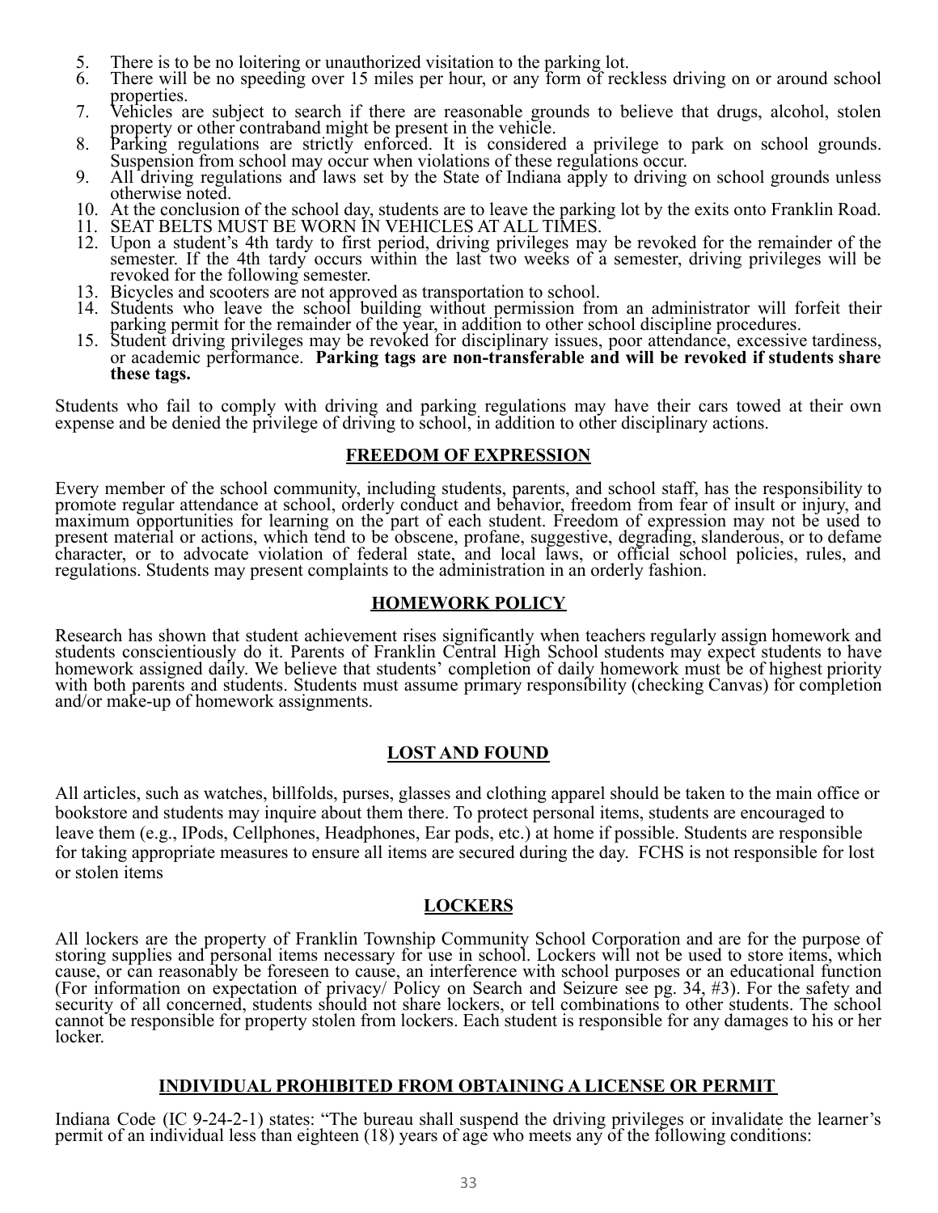5. There is to be no loitering or unauthorized visitation to the parking lot.
6. There will be no speeding over 15 miles per hour, or any form of reckless driving on or around school properties.
7. Vehicles are subject to search if there are reasonable grounds to believe that drugs, alcohol, stolen property or other contraband might be present in the vehicle.
8. Parking regulations are strictly enforced. It is considered a privilege to park on school grounds. Suspension from school may occur when violations of these regulations occur.
9. All driving regulations and laws set by the State of Indiana apply to driving on school grounds unless otherwise noted.
10. At the conclusion of the school day, students are to leave the parking lot by the exits onto Franklin Road.
11. SEAT BELTS MUST BE WORN IN VEHICLES AT ALL TIMES.
12. Upon a student's 4th tardy to first period, driving privileges may be revoked for the remainder of the semester. If the 4th tardy occurs within the last two weeks of a semester, driving privileges will be revoked for the following semester.
13. Bicycles and scooters are not approved as transportation to school.
14. Students who leave the school building without permission from an administrator will forfeit their parking permit for the remainder of the year, in addition to other school discipline procedures.
15. Student driving privileges may be revoked for disciplinary issues, poor attendance, excessive tardiness, or academic performance. **Parking tags are non-transferable and will be revoked if students share these tags.**

Students who fail to comply with driving and parking regulations may have their cars towed at their own expense and be denied the privilege of driving to school, in addition to other disciplinary actions.

## FREEDOM OF EXPRESSION

Every member of the school community, including students, parents, and school staff, has the responsibility to promote regular attendance at school, orderly conduct and behavior, freedom from fear of insult or injury, and maximum opportunities for learning on the part of each student. Freedom of expression may not be used to present material or actions, which tend to be obscene, profane, suggestive, degrading, slanderous, or to defame character, or to advocate violation of federal state, and local laws, or official school policies, rules, and regulations. Students may present complaints to the administration in an orderly fashion.

## HOMEWORK POLICY

Research has shown that student achievement rises significantly when teachers regularly assign homework and students conscientiously do it. Parents of Franklin Central High School students may expect students to have homework assigned daily. We believe that students' completion of daily homework must be of highest priority with both parents and students. Students must assume primary responsibility (checking Canvas) for completion and/or make-up of homework assignments.

## LOST AND FOUND

All articles, such as watches, billfolds, purses, glasses and clothing apparel should be taken to the main office or bookstore and students may inquire about them there. To protect personal items, students are encouraged to leave them (e.g., IPods, Cellphones, Headphones, Ear pods, etc.) at home if possible. Students are responsible for taking appropriate measures to ensure all items are secured during the day. FCHS is not responsible for lost or stolen items

## LOCKERS

All lockers are the property of Franklin Township Community School Corporation and are for the purpose of storing supplies and personal items necessary for use in school. Lockers will not be used to store items, which cause, or can reasonably be foreseen to cause, an interference with school purposes or an educational function (For information on expectation of privacy/ Policy on Search and Seizure see pg. 34, #3). For the safety and security of all concerned, students should not share lockers, or tell combinations to other students. The school cannot be responsible for property stolen from lockers. Each student is responsible for any damages to his or her locker.

## INDIVIDUAL PROHIBITED FROM OBTAINING A LICENSE OR PERMIT

Indiana Code (IC 9-24-2-1) states: "The bureau shall suspend the driving privileges or invalidate the learner's permit of an individual less than eighteen (18) years of age who meets any of the following conditions: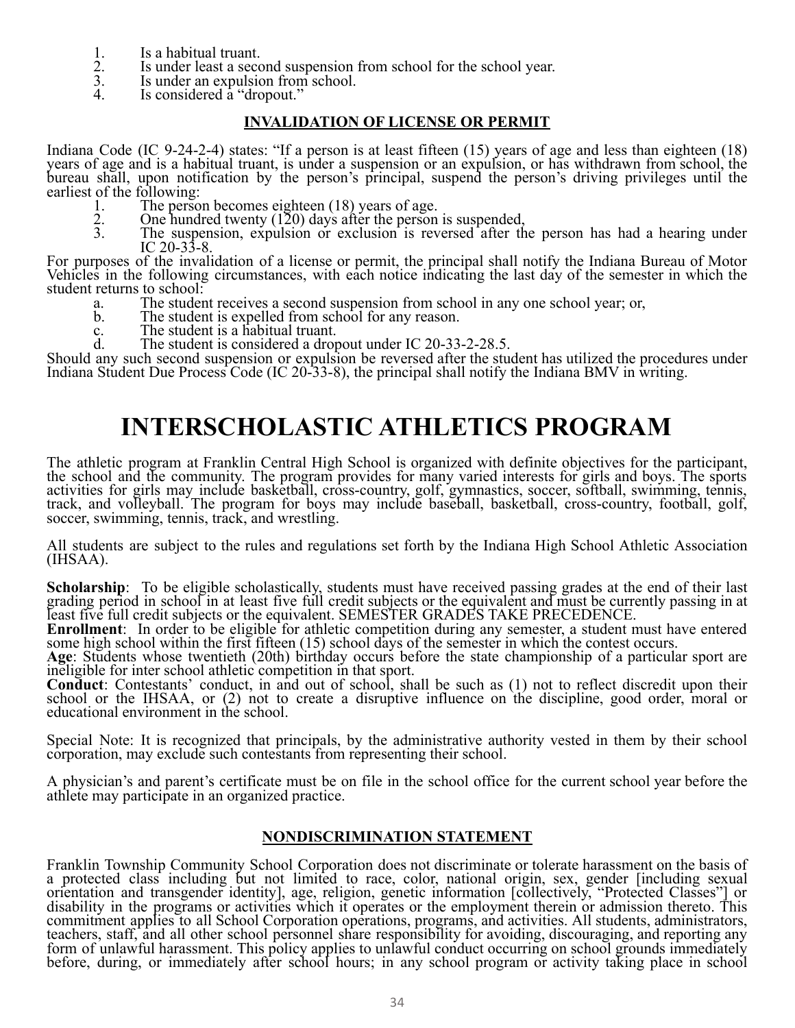1. Is a habitual truant.
2. Is under least a second suspension from school for the school year.
3. Is under an expulsion from school.
4. Is considered a "dropout."

### INVALIDATION OF LICENSE OR PERMIT

Indiana Code (IC 9-24-2-4) states: "If a person is at least fifteen (15) years of age and less than eighteen (18) years of age and is a habitual truant, is under a suspension or an expulsion, or has withdrawn from school, the bureau shall, upon notification by the person's principal, suspend the person's driving privileges until the earliest of the following:

1. The person becomes eighteen (18) years of age.
2. One hundred twenty (120) days after the person is suspended,
3. The suspension, expulsion or exclusion is reversed after the person has had a hearing under IC 20-33-8.

For purposes of the invalidation of a license or permit, the principal shall notify the Indiana Bureau of Motor Vehicles in the following circumstances, with each notice indicating the last day of the semester in which the student returns to school:

a. The student receives a second suspension from school in any one school year; or,
b. The student is expelled from school for any reason.
c. The student is a habitual truant.
d. The student is considered a dropout under IC 20-33-2-28.5.

Should any such second suspension or expulsion be reversed after the student has utilized the procedures under Indiana Student Due Process Code (IC 20-33-8), the principal shall notify the Indiana BMV in writing.

# INTERSCHOLASTIC ATHLETICS PROGRAM

The athletic program at Franklin Central High School is organized with definite objectives for the participant, the school and the community. The program provides for many varied interests for girls and boys. The sports activities for girls may include basketball, cross-country, golf, gymnastics, soccer, softball, swimming, tennis, track, and volleyball. The program for boys may include baseball, basketball, cross-country, football, golf, soccer, swimming, tennis, track, and wrestling.

All students are subject to the rules and regulations set forth by the Indiana High School Athletic Association (IHSAA).

**Scholarship**: To be eligible scholastically, students must have received passing grades at the end of their last grading period in school in at least five full credit subjects or the equivalent and must be currently passing in at least five full credit subjects or the equivalent. SEMESTER GRADES TAKE PRECEDENCE.
**Enrollment**: In order to be eligible for athletic competition during any semester, a student must have entered some high school within the first fifteen (15) school days of the semester in which the contest occurs.
**Age**: Students whose twentieth (20th) birthday occurs before the state championship of a particular sport are ineligible for inter school athletic competition in that sport.
**Conduct**: Contestants' conduct, in and out of school, shall be such as (1) not to reflect discredit upon their school or the IHSAA, or (2) not to create a disruptive influence on the discipline, good order, moral or educational environment in the school.

Special Note: It is recognized that principals, by the administrative authority vested in them by their school corporation, may exclude such contestants from representing their school.

A physician's and parent's certificate must be on file in the school office for the current school year before the athlete may participate in an organized practice.

### NONDISCRIMINATION STATEMENT

Franklin Township Community School Corporation does not discriminate or tolerate harassment on the basis of a protected class including but not limited to race, color, national origin, sex, gender [including sexual orientation and transgender identity], age, religion, genetic information [collectively, "Protected Classes"] or disability in the programs or activities which it operates or the employment therein or admission thereto. This commitment applies to all School Corporation operations, programs, and activities. All students, administrators, teachers, staff, and all other school personnel share responsibility for avoiding, discouraging, and reporting any form of unlawful harassment. This policy applies to unlawful conduct occurring on school grounds immediately before, during, or immediately after school hours; in any school program or activity taking place in school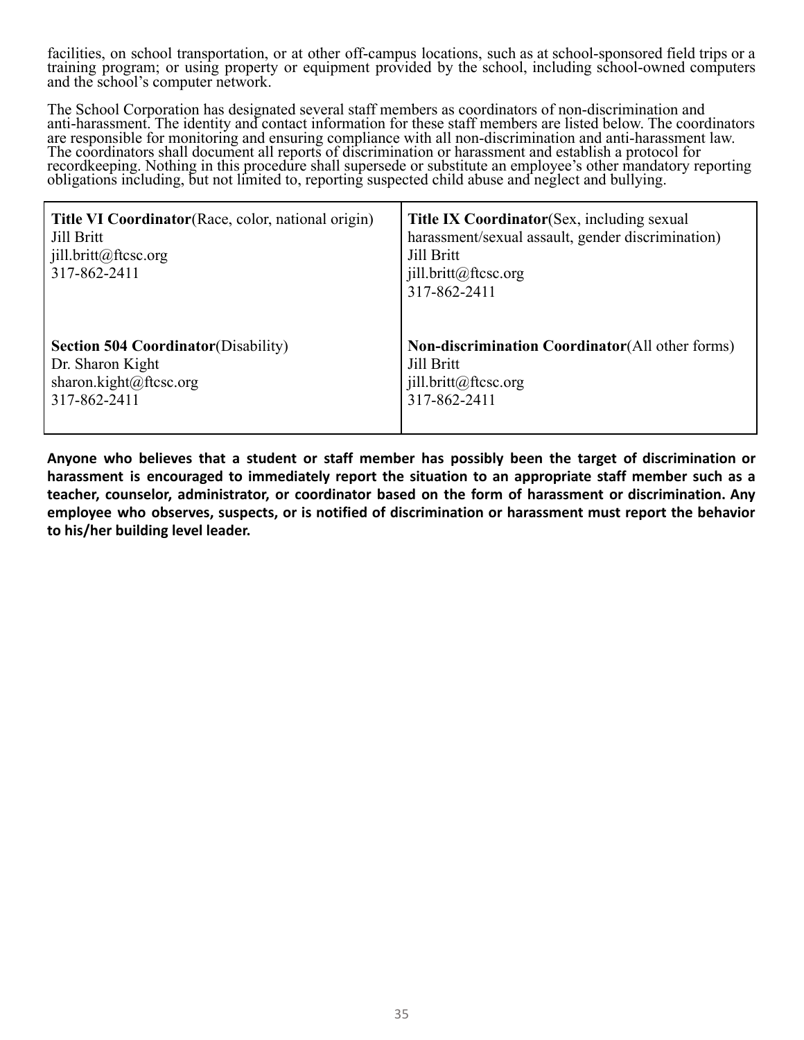facilities, on school transportation, or at other off-campus locations, such as at school-sponsored field trips or a training program; or using property or equipment provided by the school, including school-owned computers and the school's computer network.

The School Corporation has designated several staff members as coordinators of non-discrimination and anti-harassment. The identity and contact information for these staff members are listed below. The coordinators are responsible for monitoring and ensuring compliance with all non-discrimination and anti-harassment law. The coordinators shall document all reports of discrimination or harassment and establish a protocol for recordkeeping. Nothing in this procedure shall supersede or substitute an employee's other mandatory reporting obligations including, but not limited to, reporting suspected child abuse and neglect and bullying.

| | |
|---|---|
| **Title VI Coordinator**(Race, color, national origin)<br>Jill Britt<br>jill.britt@ftcsc.org<br>317-862-2411 | **Title IX Coordinator**(Sex, including sexual harassment/sexual assault, gender discrimination)<br>Jill Britt<br>jill.britt@ftcsc.org<br>317-862-2411 |
| **Section 504 Coordinator**(Disability)<br>Dr. Sharon Kight<br>sharon.kight@ftcsc.org<br>317-862-2411 | **Non-discrimination Coordinator**(All other forms)<br>Jill Britt<br>jill.britt@ftcsc.org<br>317-862-2411 |

**Anyone who believes that a student or staff member has possibly been the target of discrimination or harassment is encouraged to immediately report the situation to an appropriate staff member such as a teacher, counselor, administrator, or coordinator based on the form of harassment or discrimination. Any employee who observes, suspects, or is notified of discrimination or harassment must report the behavior to his/her building level leader.**